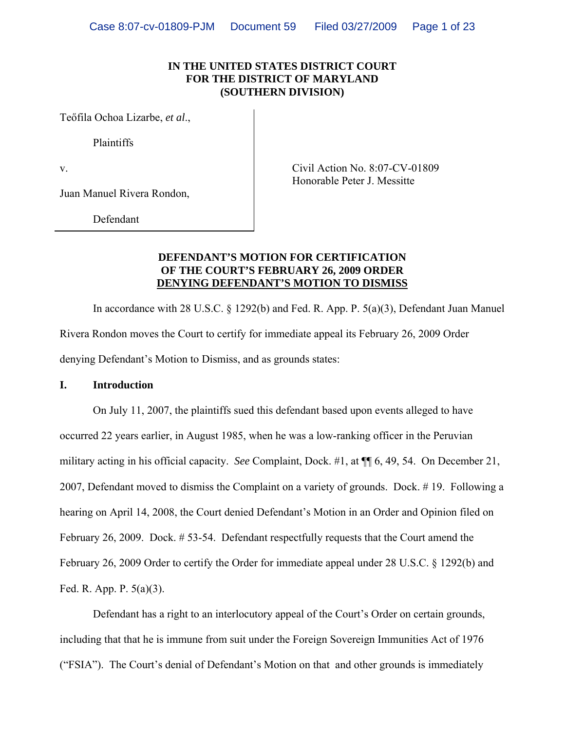**IN THE UNITED STATES DISTRICT COURT**
**FOR THE DISTRICT OF MARYLAND**
**(SOUTHERN DIVISION)**

| | |
|---|---|
| Teőfila Ochoa Lizarbe, *et al*., | |
| Plaintiffs | |
| v. | Civil Action No. 8:07-CV-01809 |
| | Honorable Peter J. Messitte |
| Juan Manuel Rivera Rondon, | |
| Defendant | |

**DEFENDANT'S MOTION FOR CERTIFICATION OF THE COURT'S FEBRUARY 26, 2009 ORDER DENYING DEFENDANT'S MOTION TO DISMISS**

In accordance with 28 U.S.C. § 1292(b) and Fed. R. App. P. 5(a)(3), Defendant Juan Manuel Rivera Rondon moves the Court to certify for immediate appeal its February 26, 2009 Order denying Defendant's Motion to Dismiss, and as grounds states:

## I. Introduction

On July 11, 2007, the plaintiffs sued this defendant based upon events alleged to have occurred 22 years earlier, in August 1985, when he was a low-ranking officer in the Peruvian military acting in his official capacity. *See* Complaint, Dock. #1, at ¶¶ 6, 49, 54. On December 21, 2007, Defendant moved to dismiss the Complaint on a variety of grounds. Dock. # 19. Following a hearing on April 14, 2008, the Court denied Defendant's Motion in an Order and Opinion filed on February 26, 2009. Dock. # 53-54. Defendant respectfully requests that the Court amend the February 26, 2009 Order to certify the Order for immediate appeal under 28 U.S.C. § 1292(b) and Fed. R. App. P. 5(a)(3).

Defendant has a right to an interlocutory appeal of the Court's Order on certain grounds, including that that he is immune from suit under the Foreign Sovereign Immunities Act of 1976 ("FSIA"). The Court's denial of Defendant's Motion on that and other grounds is immediately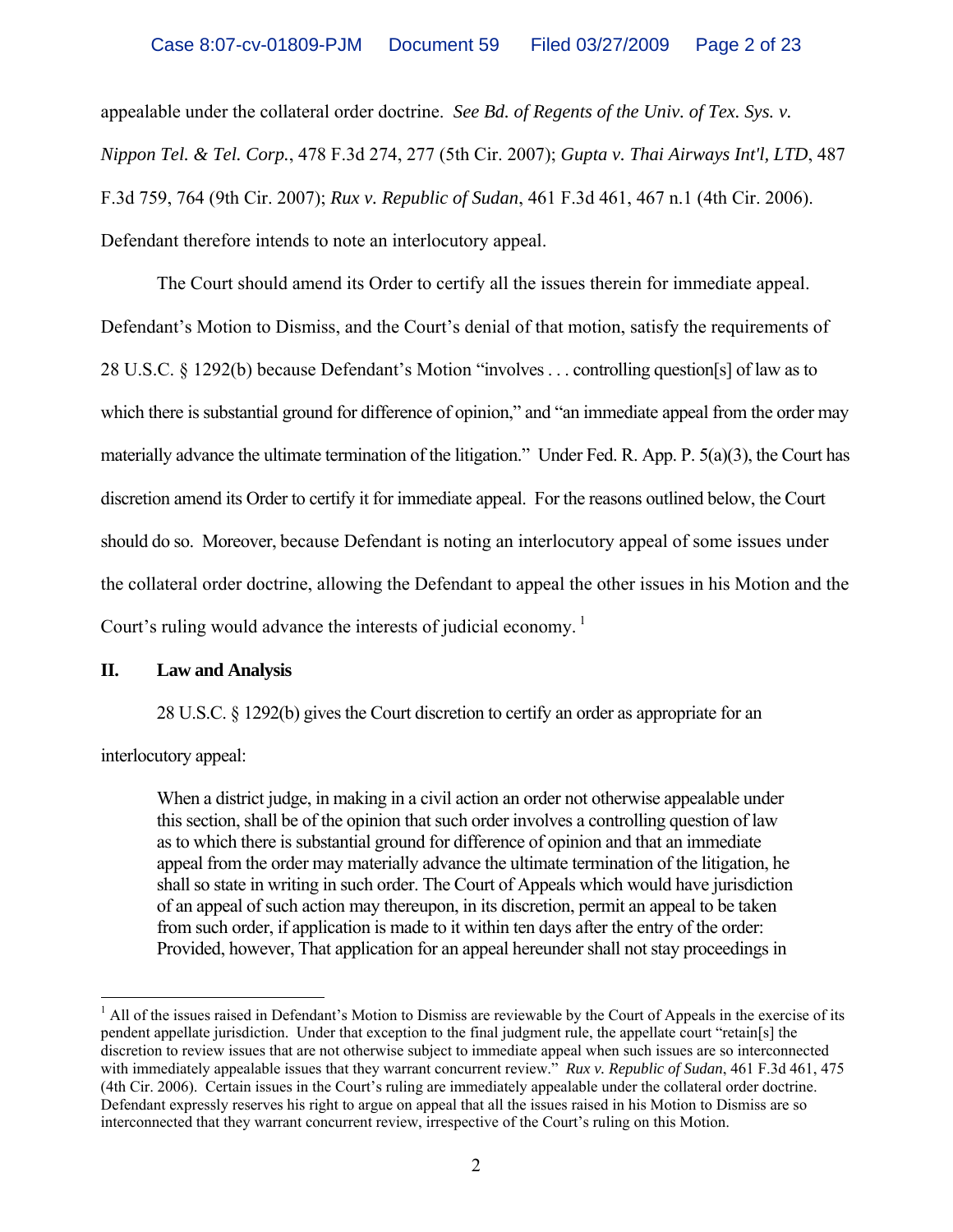appealable under the collateral order doctrine. *See Bd. of Regents of the Univ. of Tex. Sys. v. Nippon Tel. & Tel. Corp.*, 478 F.3d 274, 277 (5th Cir. 2007); *Gupta v. Thai Airways Int'l, LTD*, 487 F.3d 759, 764 (9th Cir. 2007); *Rux v. Republic of Sudan*, 461 F.3d 461, 467 n.1 (4th Cir. 2006). Defendant therefore intends to note an interlocutory appeal.

The Court should amend its Order to certify all the issues therein for immediate appeal. Defendant's Motion to Dismiss, and the Court's denial of that motion, satisfy the requirements of 28 U.S.C. § 1292(b) because Defendant's Motion "involves . . . controlling question[s] of law as to which there is substantial ground for difference of opinion," and "an immediate appeal from the order may materially advance the ultimate termination of the litigation." Under Fed. R. App. P. 5(a)(3), the Court has discretion amend its Order to certify it for immediate appeal. For the reasons outlined below, the Court should do so. Moreover, because Defendant is noting an interlocutory appeal of some issues under the collateral order doctrine, allowing the Defendant to appeal the other issues in his Motion and the Court's ruling would advance the interests of judicial economy.[1]

## II. Law and Analysis

28 U.S.C. § 1292(b) gives the Court discretion to certify an order as appropriate for an interlocutory appeal:

> When a district judge, in making in a civil action an order not otherwise appealable under this section, shall be of the opinion that such order involves a controlling question of law as to which there is substantial ground for difference of opinion and that an immediate appeal from the order may materially advance the ultimate termination of the litigation, he shall so state in writing in such order. The Court of Appeals which would have jurisdiction of an appeal of such action may thereupon, in its discretion, permit an appeal to be taken from such order, if application is made to it within ten days after the entry of the order: Provided, however, That application for an appeal hereunder shall not stay proceedings in

[1] All of the issues raised in Defendant's Motion to Dismiss are reviewable by the Court of Appeals in the exercise of its pendent appellate jurisdiction. Under that exception to the final judgment rule, the appellate court "retain[s] the discretion to review issues that are not otherwise subject to immediate appeal when such issues are so interconnected with immediately appealable issues that they warrant concurrent review." *Rux v. Republic of Sudan*, 461 F.3d 461, 475 (4th Cir. 2006). Certain issues in the Court's ruling are immediately appealable under the collateral order doctrine. Defendant expressly reserves his right to argue on appeal that all the issues raised in his Motion to Dismiss are so interconnected that they warrant concurrent review, irrespective of the Court's ruling on this Motion.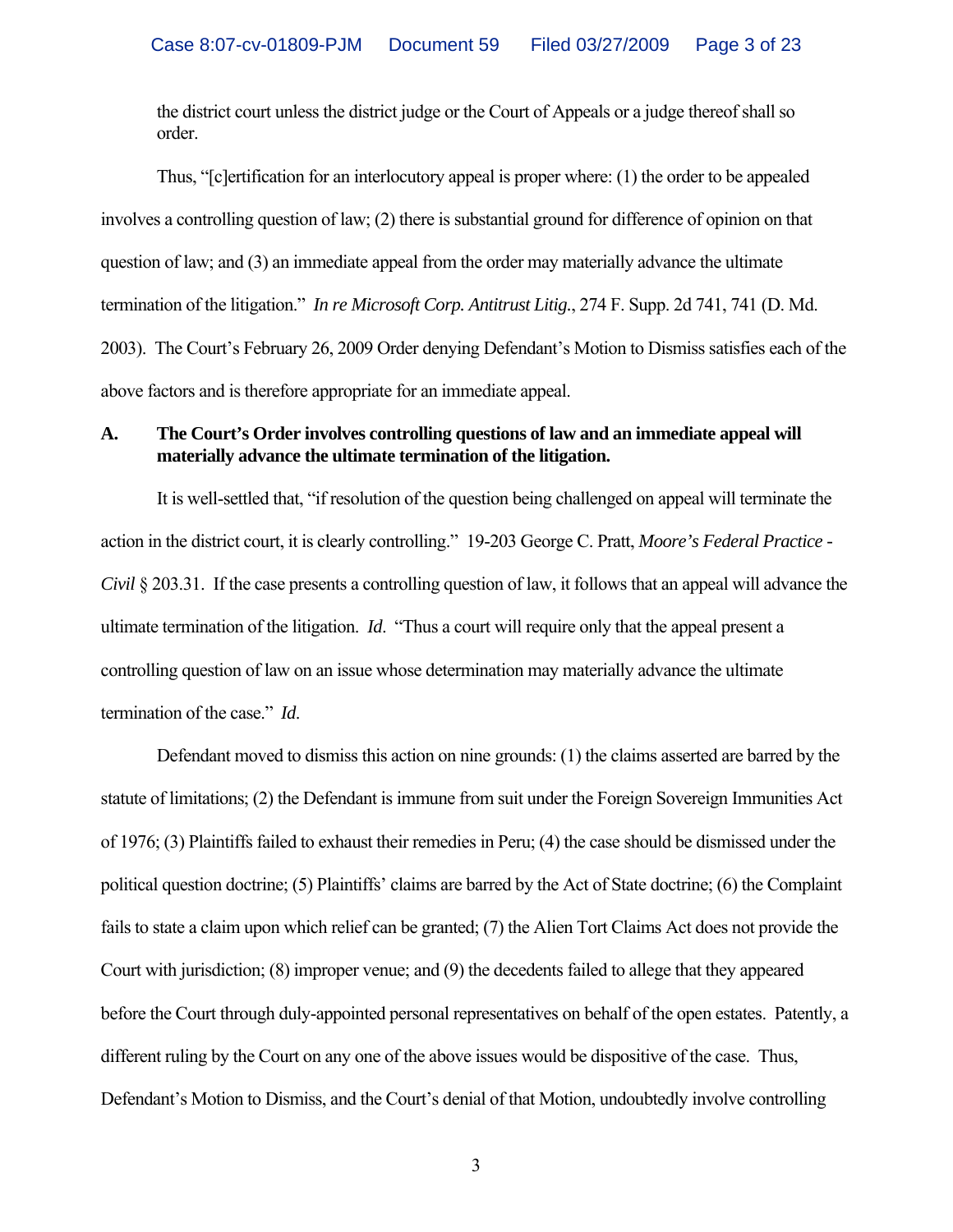the district court unless the district judge or the Court of Appeals or a judge thereof shall so order.

Thus, "[c]ertification for an interlocutory appeal is proper where: (1) the order to be appealed involves a controlling question of law; (2) there is substantial ground for difference of opinion on that question of law; and (3) an immediate appeal from the order may materially advance the ultimate termination of the litigation." *In re Microsoft Corp. Antitrust Litig.*, 274 F. Supp. 2d 741, 741 (D. Md. 2003). The Court's February 26, 2009 Order denying Defendant's Motion to Dismiss satisfies each of the above factors and is therefore appropriate for an immediate appeal.

**A. The Court's Order involves controlling questions of law and an immediate appeal will materially advance the ultimate termination of the litigation.**

It is well-settled that, "if resolution of the question being challenged on appeal will terminate the action in the district court, it is clearly controlling." 19-203 George C. Pratt, *Moore's Federal Practice - Civil* § 203.31. If the case presents a controlling question of law, it follows that an appeal will advance the ultimate termination of the litigation. *Id*. "Thus a court will require only that the appeal present a controlling question of law on an issue whose determination may materially advance the ultimate termination of the case." *Id*.

Defendant moved to dismiss this action on nine grounds: (1) the claims asserted are barred by the statute of limitations; (2) the Defendant is immune from suit under the Foreign Sovereign Immunities Act of 1976; (3) Plaintiffs failed to exhaust their remedies in Peru; (4) the case should be dismissed under the political question doctrine; (5) Plaintiffs' claims are barred by the Act of State doctrine; (6) the Complaint fails to state a claim upon which relief can be granted; (7) the Alien Tort Claims Act does not provide the Court with jurisdiction; (8) improper venue; and (9) the decedents failed to allege that they appeared before the Court through duly-appointed personal representatives on behalf of the open estates. Patently, a different ruling by the Court on any one of the above issues would be dispositive of the case. Thus, Defendant's Motion to Dismiss, and the Court's denial of that Motion, undoubtedly involve controlling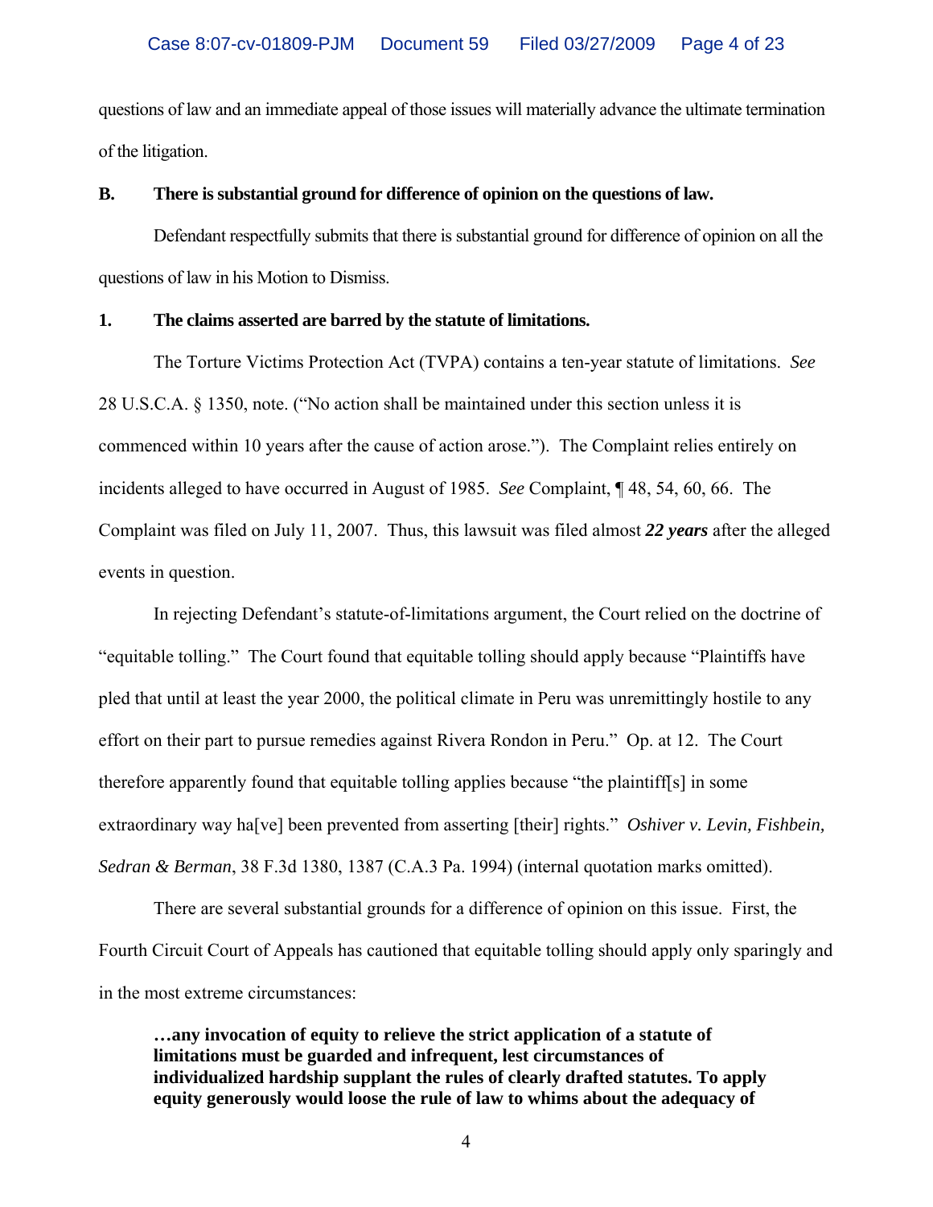questions of law and an immediate appeal of those issues will materially advance the ultimate termination of the litigation.

**B. There is substantial ground for difference of opinion on the questions of law.**

Defendant respectfully submits that there is substantial ground for difference of opinion on all the questions of law in his Motion to Dismiss.

**1. The claims asserted are barred by the statute of limitations.**

The Torture Victims Protection Act (TVPA) contains a ten-year statute of limitations. *See* 28 U.S.C.A. § 1350, note. ("No action shall be maintained under this section unless it is commenced within 10 years after the cause of action arose."). The Complaint relies entirely on incidents alleged to have occurred in August of 1985. *See* Complaint, ¶ 48, 54, 60, 66. The Complaint was filed on July 11, 2007. Thus, this lawsuit was filed almost ***22 years*** after the alleged events in question.

In rejecting Defendant's statute-of-limitations argument, the Court relied on the doctrine of "equitable tolling." The Court found that equitable tolling should apply because "Plaintiffs have pled that until at least the year 2000, the political climate in Peru was unremittingly hostile to any effort on their part to pursue remedies against Rivera Rondon in Peru." Op. at 12. The Court therefore apparently found that equitable tolling applies because "the plaintiff[s] in some extraordinary way ha[ve] been prevented from asserting [their] rights." *Oshiver v. Levin, Fishbein, Sedran & Berman*, 38 F.3d 1380, 1387 (C.A.3 Pa. 1994) (internal quotation marks omitted).

There are several substantial grounds for a difference of opinion on this issue. First, the Fourth Circuit Court of Appeals has cautioned that equitable tolling should apply only sparingly and in the most extreme circumstances:

> **…any invocation of equity to relieve the strict application of a statute of limitations must be guarded and infrequent, lest circumstances of individualized hardship supplant the rules of clearly drafted statutes. To apply equity generously would loose the rule of law to whims about the adequacy of**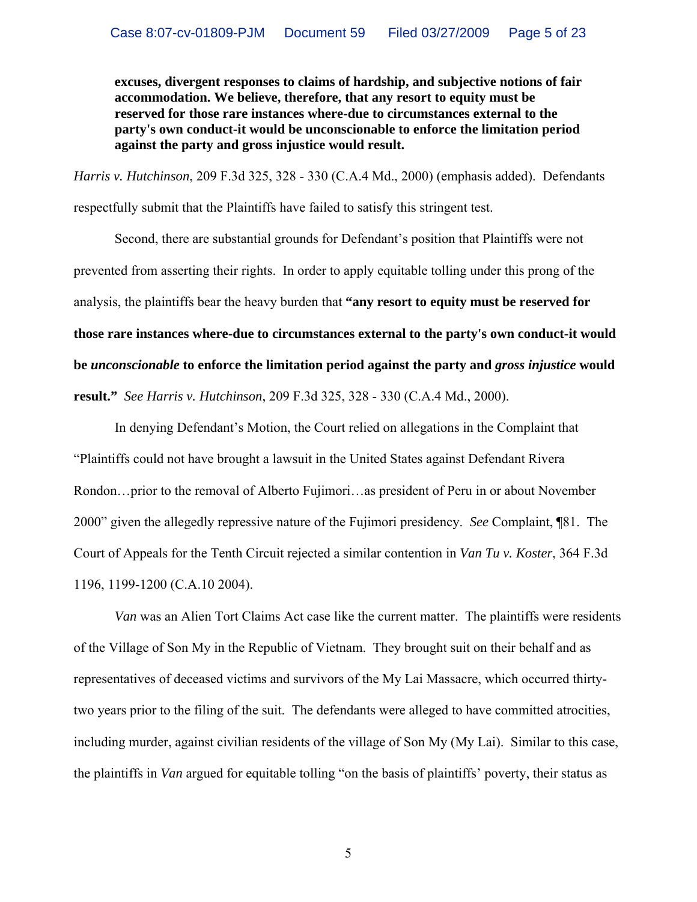> **excuses, divergent responses to claims of hardship, and subjective notions of fair accommodation. We believe, therefore, that any resort to equity must be reserved for those rare instances where-due to circumstances external to the party's own conduct-it would be unconscionable to enforce the limitation period against the party and gross injustice would result.**

*Harris v. Hutchinson*, 209 F.3d 325, 328 - 330 (C.A.4 Md., 2000) (emphasis added). Defendants respectfully submit that the Plaintiffs have failed to satisfy this stringent test.

Second, there are substantial grounds for Defendant's position that Plaintiffs were not prevented from asserting their rights. In order to apply equitable tolling under this prong of the analysis, the plaintiffs bear the heavy burden that **"any resort to equity must be reserved for those rare instances where-due to circumstances external to the party's own conduct-it would be *unconscionable* to enforce the limitation period against the party and *gross injustice* would result."** *See Harris v. Hutchinson*, 209 F.3d 325, 328 - 330 (C.A.4 Md., 2000).

In denying Defendant's Motion, the Court relied on allegations in the Complaint that "Plaintiffs could not have brought a lawsuit in the United States against Defendant Rivera Rondon…prior to the removal of Alberto Fujimori…as president of Peru in or about November 2000" given the allegedly repressive nature of the Fujimori presidency. *See* Complaint, ¶81. The Court of Appeals for the Tenth Circuit rejected a similar contention in *Van Tu v. Koster*, 364 F.3d 1196, 1199-1200 (C.A.10 2004).

*Van* was an Alien Tort Claims Act case like the current matter. The plaintiffs were residents of the Village of Son My in the Republic of Vietnam. They brought suit on their behalf and as representatives of deceased victims and survivors of the My Lai Massacre, which occurred thirty-two years prior to the filing of the suit. The defendants were alleged to have committed atrocities, including murder, against civilian residents of the village of Son My (My Lai). Similar to this case, the plaintiffs in *Van* argued for equitable tolling "on the basis of plaintiffs' poverty, their status as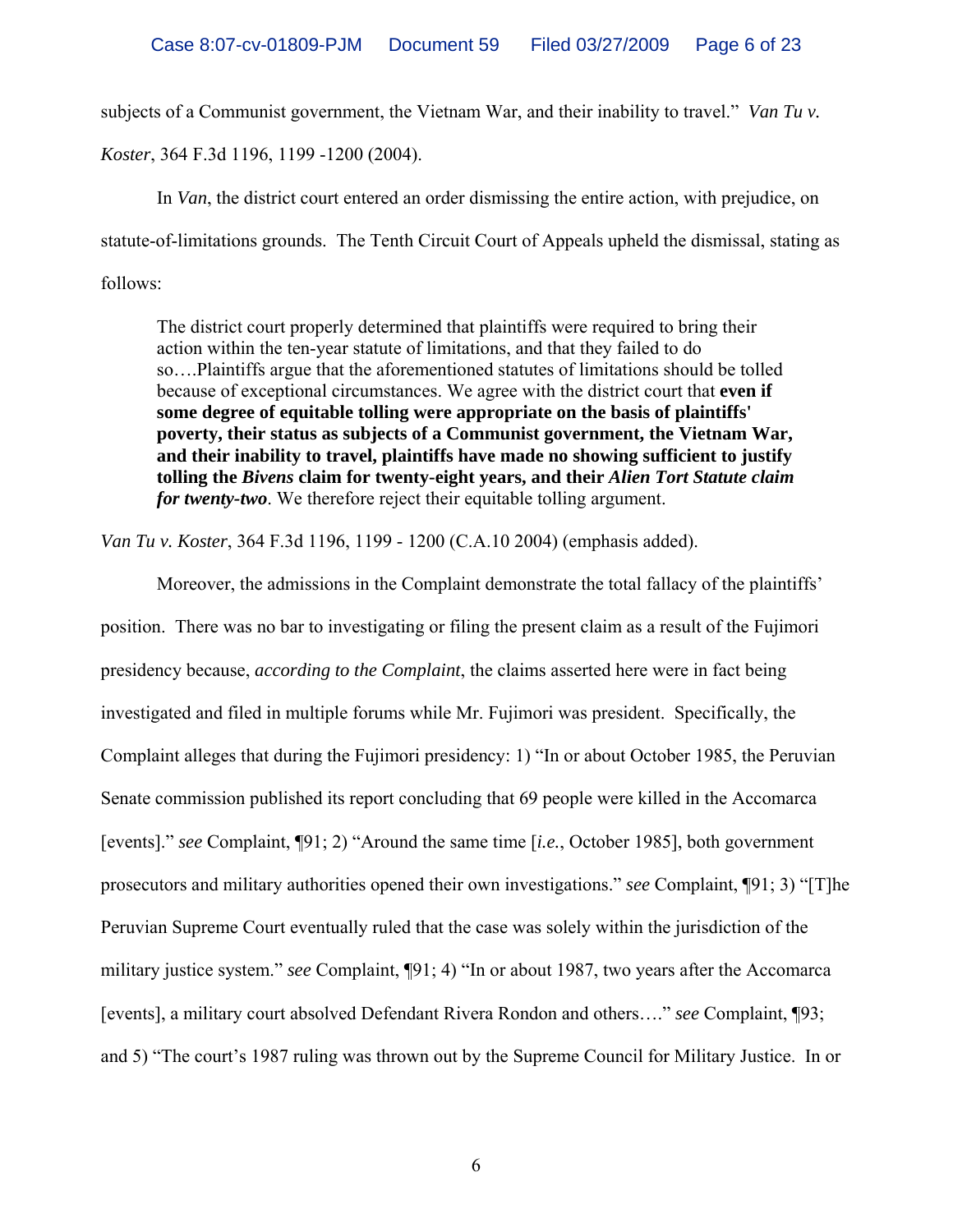subjects of a Communist government, the Vietnam War, and their inability to travel." *Van Tu v. Koster*, 364 F.3d 1196, 1199 -1200 (2004).

In *Van*, the district court entered an order dismissing the entire action, with prejudice, on statute-of-limitations grounds. The Tenth Circuit Court of Appeals upheld the dismissal, stating as follows:

> The district court properly determined that plaintiffs were required to bring their action within the ten-year statute of limitations, and that they failed to do so….Plaintiffs argue that the aforementioned statutes of limitations should be tolled because of exceptional circumstances. We agree with the district court that **even if some degree of equitable tolling were appropriate on the basis of plaintiffs' poverty, their status as subjects of a Communist government, the Vietnam War, and their inability to travel, plaintiffs have made no showing sufficient to justify tolling the *Bivens* claim for twenty-eight years, and their *Alien Tort Statute claim for twenty-two***. We therefore reject their equitable tolling argument.

*Van Tu v. Koster*, 364 F.3d 1196, 1199 - 1200 (C.A.10 2004) (emphasis added).

Moreover, the admissions in the Complaint demonstrate the total fallacy of the plaintiffs' position. There was no bar to investigating or filing the present claim as a result of the Fujimori presidency because, *according to the Complaint*, the claims asserted here were in fact being investigated and filed in multiple forums while Mr. Fujimori was president. Specifically, the Complaint alleges that during the Fujimori presidency: 1) "In or about October 1985, the Peruvian Senate commission published its report concluding that 69 people were killed in the Accomarca [events]." *see* Complaint, ¶91; 2) "Around the same time [*i.e.*, October 1985], both government prosecutors and military authorities opened their own investigations." *see* Complaint, ¶91; 3) "[T]he Peruvian Supreme Court eventually ruled that the case was solely within the jurisdiction of the military justice system." *see* Complaint, ¶91; 4) "In or about 1987, two years after the Accomarca [events], a military court absolved Defendant Rivera Rondon and others…." *see* Complaint, ¶93; and 5) "The court's 1987 ruling was thrown out by the Supreme Council for Military Justice. In or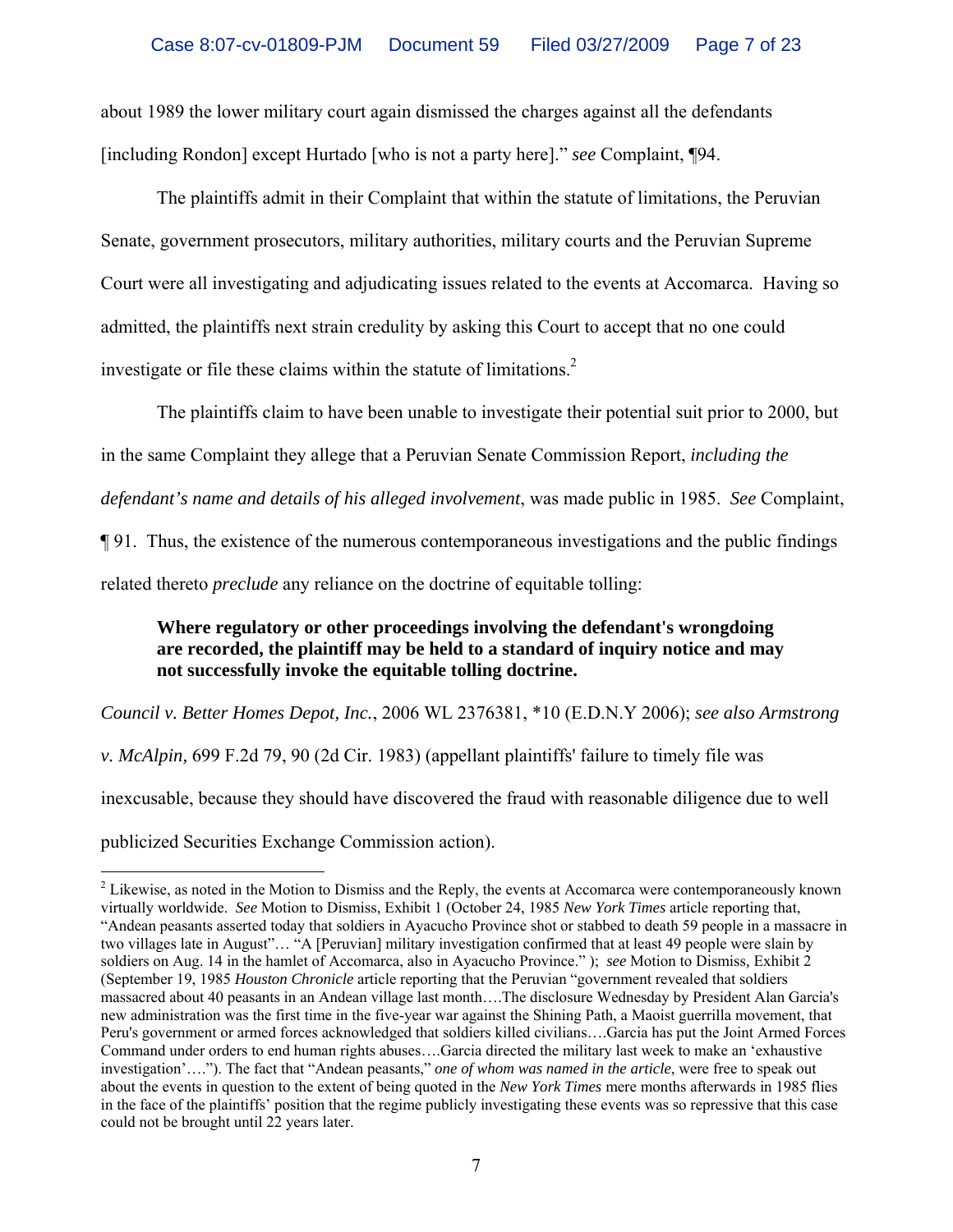about 1989 the lower military court again dismissed the charges against all the defendants [including Rondon] except Hurtado [who is not a party here]." *see* Complaint, ¶94.

The plaintiffs admit in their Complaint that within the statute of limitations, the Peruvian Senate, government prosecutors, military authorities, military courts and the Peruvian Supreme Court were all investigating and adjudicating issues related to the events at Accomarca. Having so admitted, the plaintiffs next strain credulity by asking this Court to accept that no one could investigate or file these claims within the statute of limitations.[2]

The plaintiffs claim to have been unable to investigate their potential suit prior to 2000, but in the same Complaint they allege that a Peruvian Senate Commission Report, *including the defendant's name and details of his alleged involvement*, was made public in 1985. *See* Complaint, ¶ 91. Thus, the existence of the numerous contemporaneous investigations and the public findings related thereto *preclude* any reliance on the doctrine of equitable tolling:

> **Where regulatory or other proceedings involving the defendant's wrongdoing are recorded, the plaintiff may be held to a standard of inquiry notice and may not successfully invoke the equitable tolling doctrine.**

*Council v. Better Homes Depot, Inc.*, 2006 WL 2376381, *10 (E.D.N.Y 2006); *see also Armstrong v. McAlpin,* 699 F.2d 79, 90 (2d Cir. 1983) (appellant plaintiffs' failure to timely file was inexcusable, because they should have discovered the fraud with reasonable diligence due to well publicized Securities Exchange Commission action).

---

[2] Likewise, as noted in the Motion to Dismiss and the Reply, the events at Accomarca were contemporaneously known virtually worldwide. *See* Motion to Dismiss, Exhibit 1 (October 24, 1985 *New York Times* article reporting that, "Andean peasants asserted today that soldiers in Ayacucho Province shot or stabbed to death 59 people in a massacre in two villages late in August"… "A [Peruvian] military investigation confirmed that at least 49 people were slain by soldiers on Aug. 14 in the hamlet of Accomarca, also in Ayacucho Province." ); *see* Motion to Dismiss, Exhibit 2 (September 19, 1985 *Houston Chronicle* article reporting that the Peruvian "government revealed that soldiers massacred about 40 peasants in an Andean village last month….The disclosure Wednesday by President Alan Garcia's new administration was the first time in the five-year war against the Shining Path, a Maoist guerrilla movement, that Peru's government or armed forces acknowledged that soldiers killed civilians….Garcia has put the Joint Armed Forces Command under orders to end human rights abuses….Garcia directed the military last week to make an 'exhaustive investigation'…."). The fact that "Andean peasants," *one of whom was named in the article*, were free to speak out about the events in question to the extent of being quoted in the *New York Times* mere months afterwards in 1985 flies in the face of the plaintiffs' position that the regime publicly investigating these events was so repressive that this case could not be brought until 22 years later.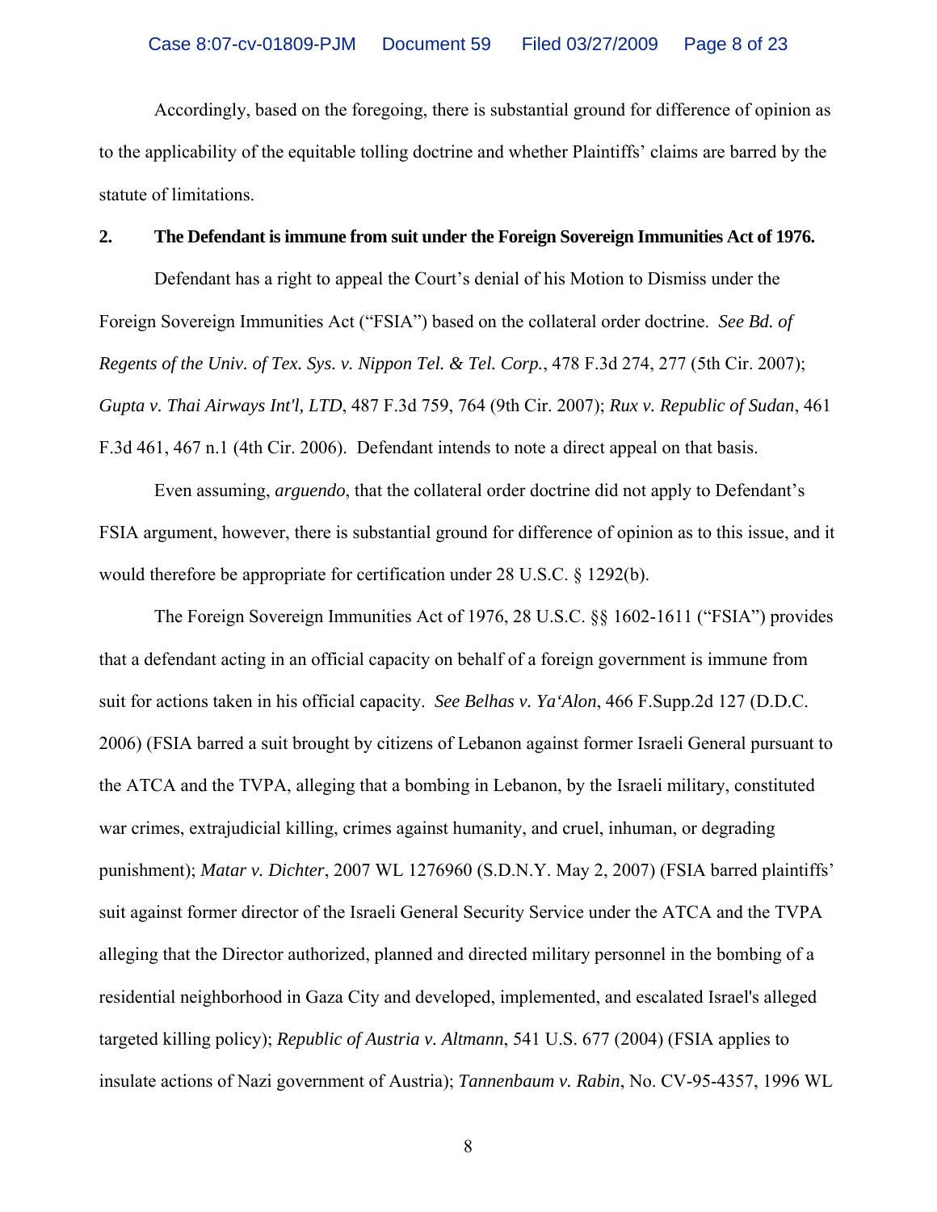Accordingly, based on the foregoing, there is substantial ground for difference of opinion as to the applicability of the equitable tolling doctrine and whether Plaintiffs' claims are barred by the statute of limitations.

**2. The Defendant is immune from suit under the Foreign Sovereign Immunities Act of 1976.**

Defendant has a right to appeal the Court's denial of his Motion to Dismiss under the Foreign Sovereign Immunities Act ("FSIA") based on the collateral order doctrine. *See Bd. of Regents of the Univ. of Tex. Sys. v. Nippon Tel. & Tel. Corp.*, 478 F.3d 274, 277 (5th Cir. 2007); *Gupta v. Thai Airways Int'l, LTD*, 487 F.3d 759, 764 (9th Cir. 2007); *Rux v. Republic of Sudan*, 461 F.3d 461, 467 n.1 (4th Cir. 2006). Defendant intends to note a direct appeal on that basis.

Even assuming, *arguendo*, that the collateral order doctrine did not apply to Defendant's FSIA argument, however, there is substantial ground for difference of opinion as to this issue, and it would therefore be appropriate for certification under 28 U.S.C. § 1292(b).

The Foreign Sovereign Immunities Act of 1976, 28 U.S.C. §§ 1602-1611 ("FSIA") provides that a defendant acting in an official capacity on behalf of a foreign government is immune from suit for actions taken in his official capacity. *See Belhas v. Ya'Alon*, 466 F.Supp.2d 127 (D.D.C. 2006) (FSIA barred a suit brought by citizens of Lebanon against former Israeli General pursuant to the ATCA and the TVPA, alleging that a bombing in Lebanon, by the Israeli military, constituted war crimes, extrajudicial killing, crimes against humanity, and cruel, inhuman, or degrading punishment); *Matar v. Dichter*, 2007 WL 1276960 (S.D.N.Y. May 2, 2007) (FSIA barred plaintiffs' suit against former director of the Israeli General Security Service under the ATCA and the TVPA alleging that the Director authorized, planned and directed military personnel in the bombing of a residential neighborhood in Gaza City and developed, implemented, and escalated Israel's alleged targeted killing policy); *Republic of Austria v. Altmann*, 541 U.S. 677 (2004) (FSIA applies to insulate actions of Nazi government of Austria); *Tannenbaum v. Rabin*, No. CV-95-4357, 1996 WL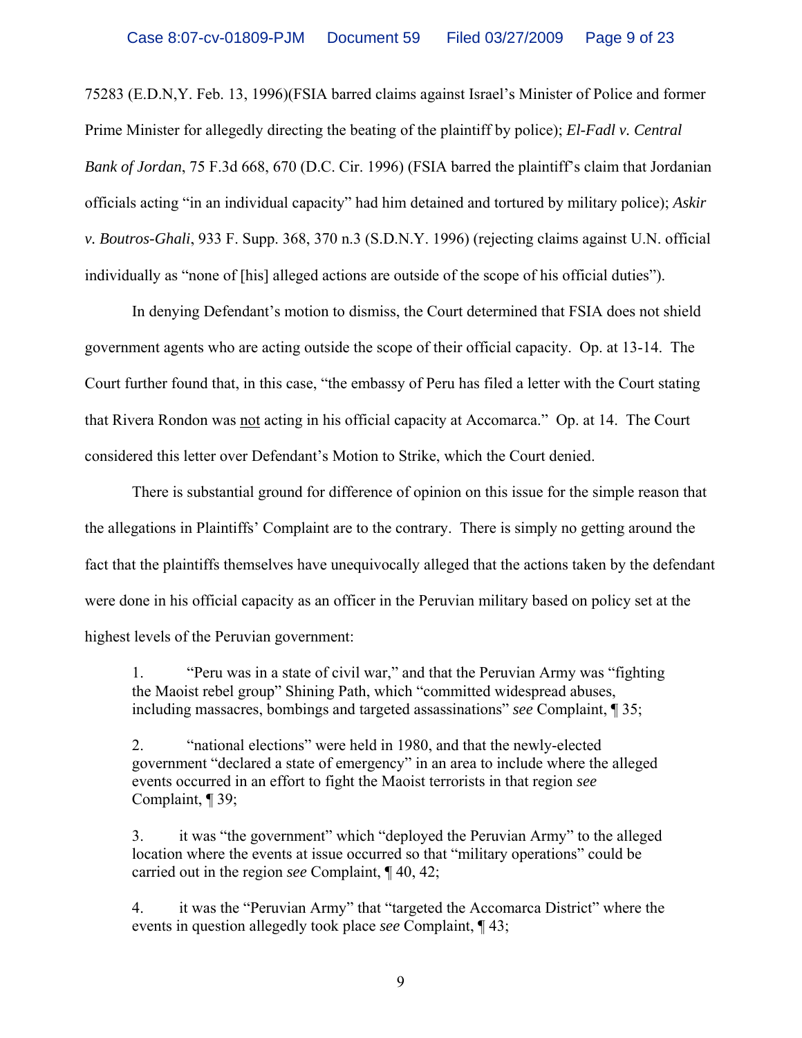75283 (E.D.N,Y. Feb. 13, 1996)(FSIA barred claims against Israel's Minister of Police and former Prime Minister for allegedly directing the beating of the plaintiff by police); *El-Fadl v. Central Bank of Jordan*, 75 F.3d 668, 670 (D.C. Cir. 1996) (FSIA barred the plaintiff's claim that Jordanian officials acting "in an individual capacity" had him detained and tortured by military police); *Askir v. Boutros-Ghali*, 933 F. Supp. 368, 370 n.3 (S.D.N.Y. 1996) (rejecting claims against U.N. official individually as "none of [his] alleged actions are outside of the scope of his official duties").

In denying Defendant's motion to dismiss, the Court determined that FSIA does not shield government agents who are acting outside the scope of their official capacity. Op. at 13-14. The Court further found that, in this case, "the embassy of Peru has filed a letter with the Court stating that Rivera Rondon was <u>not</u> acting in his official capacity at Accomarca." Op. at 14. The Court considered this letter over Defendant's Motion to Strike, which the Court denied.

There is substantial ground for difference of opinion on this issue for the simple reason that the allegations in Plaintiffs' Complaint are to the contrary. There is simply no getting around the fact that the plaintiffs themselves have unequivocally alleged that the actions taken by the defendant were done in his official capacity as an officer in the Peruvian military based on policy set at the highest levels of the Peruvian government:

> 1. "Peru was in a state of civil war," and that the Peruvian Army was "fighting the Maoist rebel group" Shining Path, which "committed widespread abuses, including massacres, bombings and targeted assassinations" *see* Complaint, ¶ 35;
>
> 2. "national elections" were held in 1980, and that the newly-elected government "declared a state of emergency" in an area to include where the alleged events occurred in an effort to fight the Maoist terrorists in that region *see* Complaint, ¶ 39;
>
> 3. it was "the government" which "deployed the Peruvian Army" to the alleged location where the events at issue occurred so that "military operations" could be carried out in the region *see* Complaint, ¶ 40, 42;
>
> 4. it was the "Peruvian Army" that "targeted the Accomarca District" where the events in question allegedly took place *see* Complaint, ¶ 43;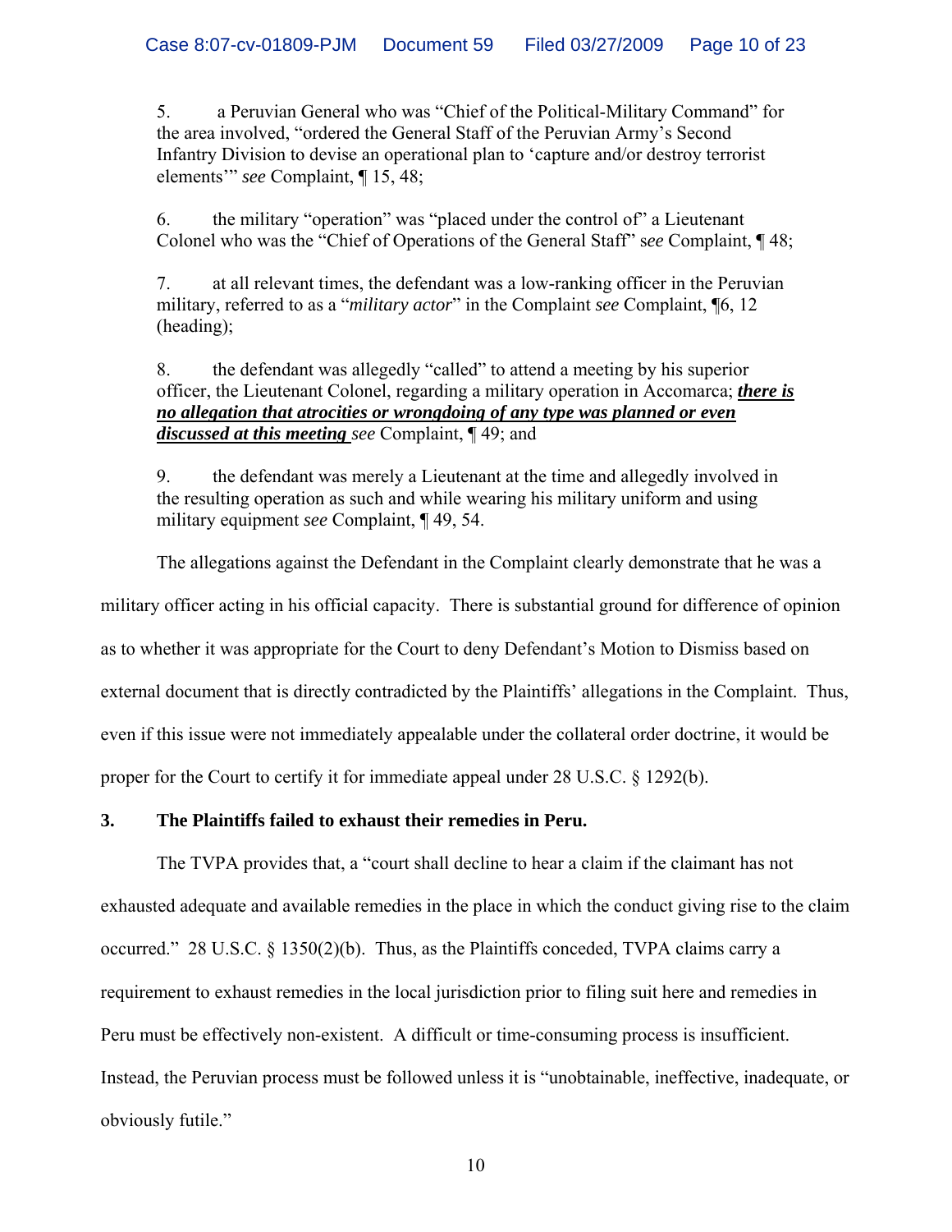5. a Peruvian General who was "Chief of the Political-Military Command" for the area involved, "ordered the General Staff of the Peruvian Army's Second Infantry Division to devise an operational plan to 'capture and/or destroy terrorist elements'" *see* Complaint, ¶ 15, 48;

6. the military "operation" was "placed under the control of" a Lieutenant Colonel who was the "Chief of Operations of the General Staff" s*ee* Complaint, ¶ 48;

7. at all relevant times, the defendant was a low-ranking officer in the Peruvian military, referred to as a "*military actor*" in the Complaint *see* Complaint, ¶6, 12 (heading);

8. the defendant was allegedly "called" to attend a meeting by his superior officer, the Lieutenant Colonel, regarding a military operation in Accomarca; <u>***there is no allegation that atrocities or wrongdoing of any type was planned or even discussed at this meeting***</u> *see* Complaint, ¶ 49; and

9. the defendant was merely a Lieutenant at the time and allegedly involved in the resulting operation as such and while wearing his military uniform and using military equipment *see* Complaint, ¶ 49, 54.

The allegations against the Defendant in the Complaint clearly demonstrate that he was a military officer acting in his official capacity. There is substantial ground for difference of opinion as to whether it was appropriate for the Court to deny Defendant's Motion to Dismiss based on external document that is directly contradicted by the Plaintiffs' allegations in the Complaint. Thus, even if this issue were not immediately appealable under the collateral order doctrine, it would be proper for the Court to certify it for immediate appeal under 28 U.S.C. § 1292(b).

**3. The Plaintiffs failed to exhaust their remedies in Peru.**

The TVPA provides that, a "court shall decline to hear a claim if the claimant has not exhausted adequate and available remedies in the place in which the conduct giving rise to the claim occurred." 28 U.S.C. § 1350(2)(b). Thus, as the Plaintiffs conceded, TVPA claims carry a requirement to exhaust remedies in the local jurisdiction prior to filing suit here and remedies in Peru must be effectively non-existent. A difficult or time-consuming process is insufficient. Instead, the Peruvian process must be followed unless it is "unobtainable, ineffective, inadequate, or obviously futile."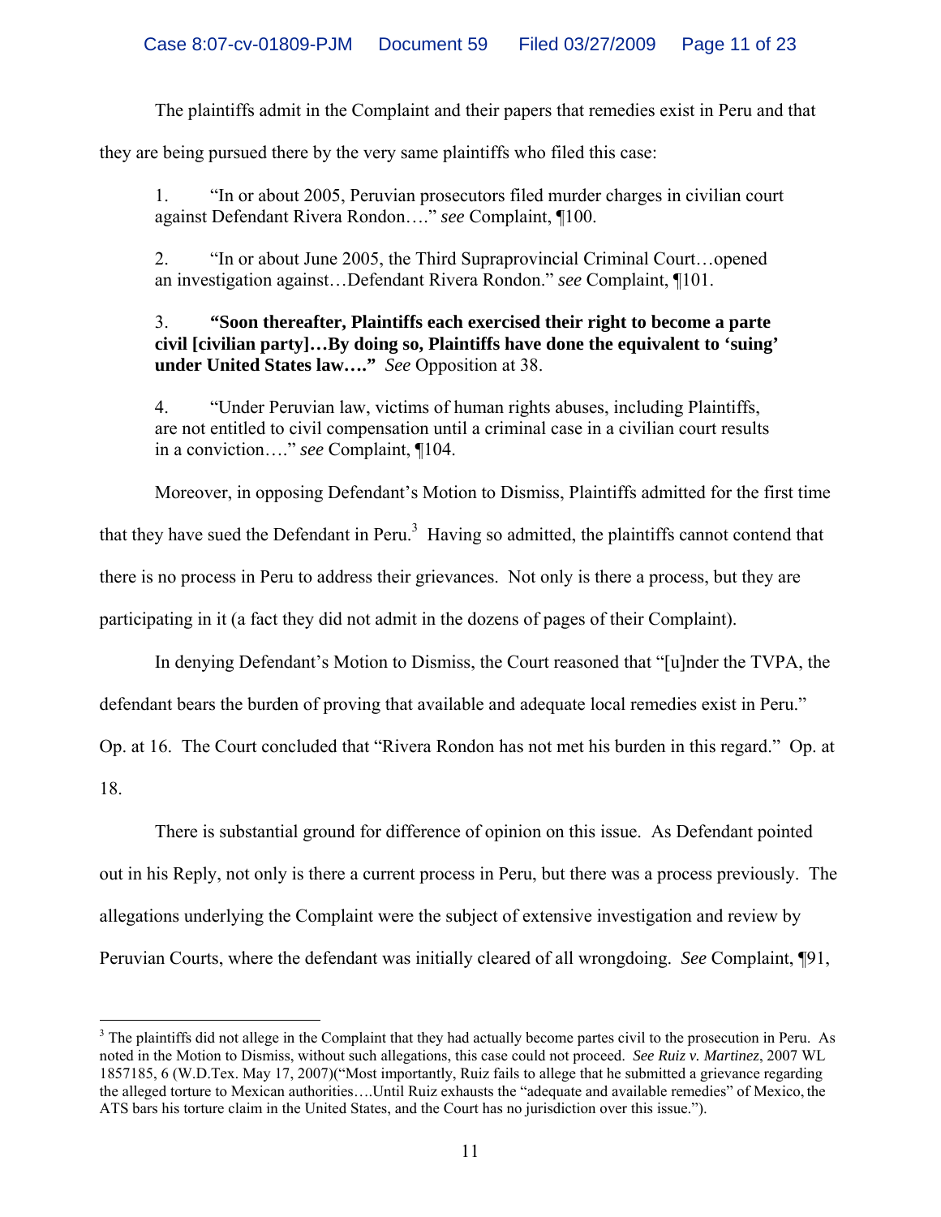The plaintiffs admit in the Complaint and their papers that remedies exist in Peru and that they are being pursued there by the very same plaintiffs who filed this case:

1. "In or about 2005, Peruvian prosecutors filed murder charges in civilian court against Defendant Rivera Rondon…." *see* Complaint, ¶100.

2. "In or about June 2005, the Third Supraprovincial Criminal Court…opened an investigation against…Defendant Rivera Rondon." *see* Complaint, ¶101.

3. **"Soon thereafter, Plaintiffs each exercised their right to become a parte civil [civilian party]…By doing so, Plaintiffs have done the equivalent to 'suing' under United States law…."** *See* Opposition at 38.

4. "Under Peruvian law, victims of human rights abuses, including Plaintiffs, are not entitled to civil compensation until a criminal case in a civilian court results in a conviction…." *see* Complaint, ¶104.

Moreover, in opposing Defendant's Motion to Dismiss, Plaintiffs admitted for the first time that they have sued the Defendant in Peru.[3] Having so admitted, the plaintiffs cannot contend that there is no process in Peru to address their grievances. Not only is there a process, but they are participating in it (a fact they did not admit in the dozens of pages of their Complaint).

In denying Defendant's Motion to Dismiss, the Court reasoned that "[u]nder the TVPA, the defendant bears the burden of proving that available and adequate local remedies exist in Peru." Op. at 16. The Court concluded that "Rivera Rondon has not met his burden in this regard." Op. at 18.

There is substantial ground for difference of opinion on this issue. As Defendant pointed out in his Reply, not only is there a current process in Peru, but there was a process previously. The allegations underlying the Complaint were the subject of extensive investigation and review by Peruvian Courts, where the defendant was initially cleared of all wrongdoing. *See* Complaint, ¶91,

---

[3] The plaintiffs did not allege in the Complaint that they had actually become partes civil to the prosecution in Peru. As noted in the Motion to Dismiss, without such allegations, this case could not proceed. *See Ruiz v. Martinez*, 2007 WL 1857185, 6 (W.D.Tex. May 17, 2007)("Most importantly, Ruiz fails to allege that he submitted a grievance regarding the alleged torture to Mexican authorities….Until Ruiz exhausts the "adequate and available remedies" of Mexico, the ATS bars his torture claim in the United States, and the Court has no jurisdiction over this issue.").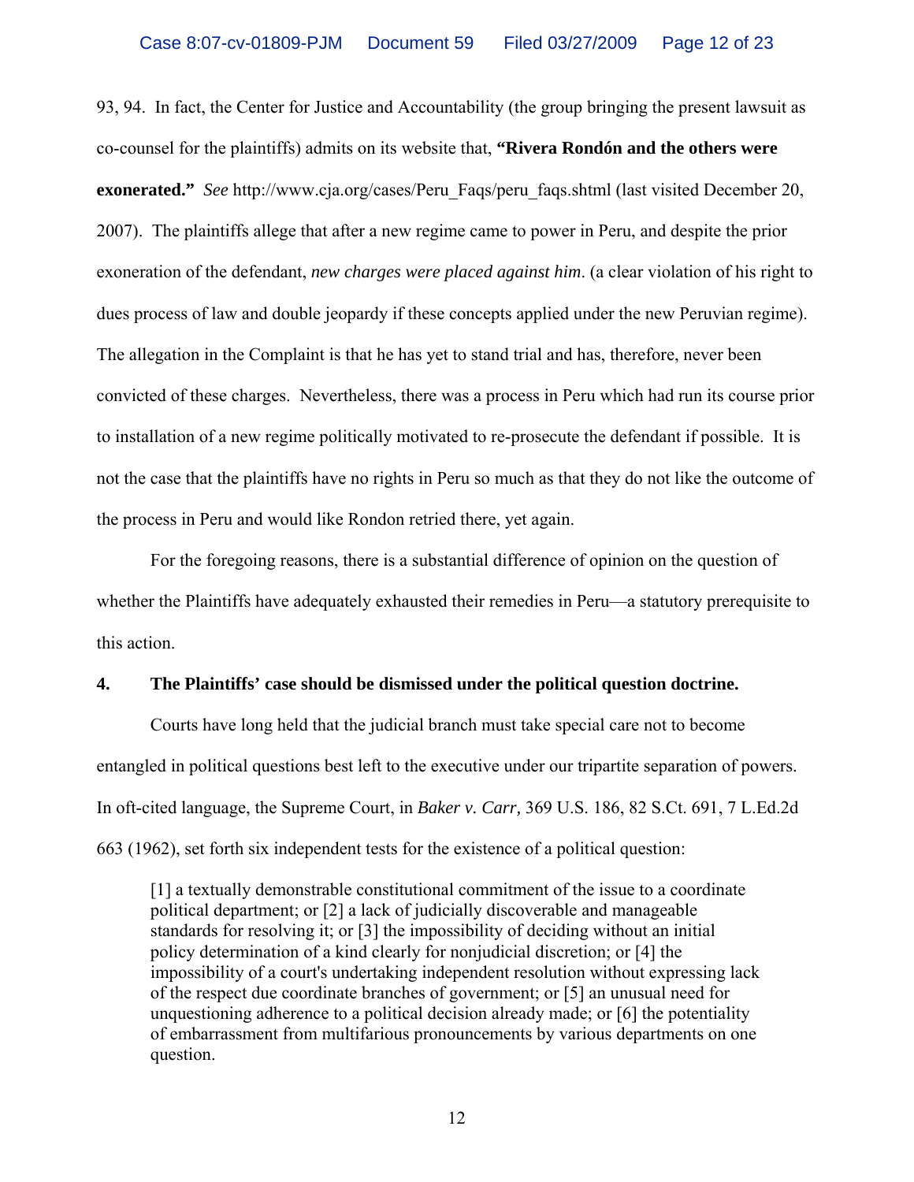93, 94. In fact, the Center for Justice and Accountability (the group bringing the present lawsuit as co-counsel for the plaintiffs) admits on its website that, **"Rivera Rondón and the others were exonerated."** *See* http://www.cja.org/cases/Peru_Faqs/peru_faqs.shtml (last visited December 20, 2007). The plaintiffs allege that after a new regime came to power in Peru, and despite the prior exoneration of the defendant, *new charges were placed against him*. (a clear violation of his right to dues process of law and double jeopardy if these concepts applied under the new Peruvian regime). The allegation in the Complaint is that he has yet to stand trial and has, therefore, never been convicted of these charges. Nevertheless, there was a process in Peru which had run its course prior to installation of a new regime politically motivated to re-prosecute the defendant if possible. It is not the case that the plaintiffs have no rights in Peru so much as that they do not like the outcome of the process in Peru and would like Rondon retried there, yet again.

For the foregoing reasons, there is a substantial difference of opinion on the question of whether the Plaintiffs have adequately exhausted their remedies in Peru—a statutory prerequisite to this action.

**4. The Plaintiffs' case should be dismissed under the political question doctrine.**

Courts have long held that the judicial branch must take special care not to become entangled in political questions best left to the executive under our tripartite separation of powers. In oft-cited language, the Supreme Court, in *Baker v. Carr,* 369 U.S. 186, 82 S.Ct. 691, 7 L.Ed.2d 663 (1962), set forth six independent tests for the existence of a political question:

> [1] a textually demonstrable constitutional commitment of the issue to a coordinate political department; or [2] a lack of judicially discoverable and manageable standards for resolving it; or [3] the impossibility of deciding without an initial policy determination of a kind clearly for nonjudicial discretion; or [4] the impossibility of a court's undertaking independent resolution without expressing lack of the respect due coordinate branches of government; or [5] an unusual need for unquestioning adherence to a political decision already made; or [6] the potentiality of embarrassment from multifarious pronouncements by various departments on one question.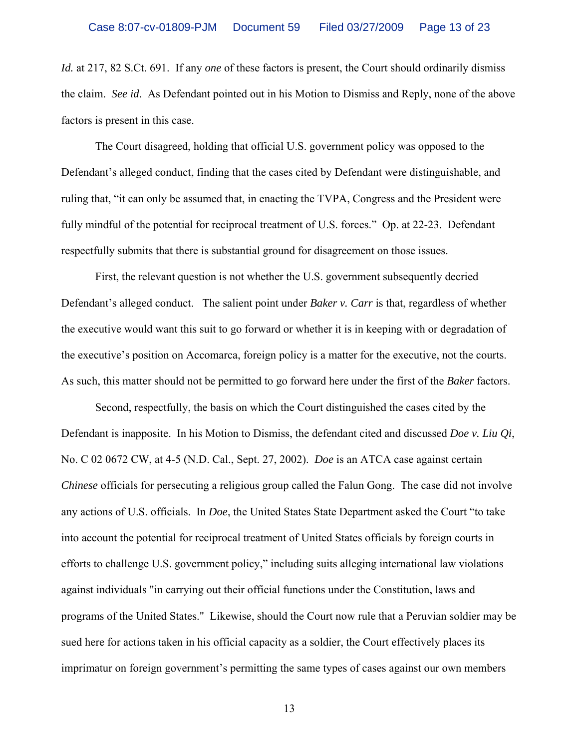*Id.* at 217, 82 S.Ct. 691. If any *one* of these factors is present, the Court should ordinarily dismiss the claim. *See id*. As Defendant pointed out in his Motion to Dismiss and Reply, none of the above factors is present in this case.

The Court disagreed, holding that official U.S. government policy was opposed to the Defendant's alleged conduct, finding that the cases cited by Defendant were distinguishable, and ruling that, "it can only be assumed that, in enacting the TVPA, Congress and the President were fully mindful of the potential for reciprocal treatment of U.S. forces." Op. at 22-23. Defendant respectfully submits that there is substantial ground for disagreement on those issues.

First, the relevant question is not whether the U.S. government subsequently decried Defendant's alleged conduct. The salient point under *Baker v. Carr* is that, regardless of whether the executive would want this suit to go forward or whether it is in keeping with or degradation of the executive's position on Accomarca, foreign policy is a matter for the executive, not the courts. As such, this matter should not be permitted to go forward here under the first of the *Baker* factors.

Second, respectfully, the basis on which the Court distinguished the cases cited by the Defendant is inapposite. In his Motion to Dismiss, the defendant cited and discussed *Doe v. Liu Qi*, No. C 02 0672 CW, at 4-5 (N.D. Cal., Sept. 27, 2002). *Doe* is an ATCA case against certain *Chinese* officials for persecuting a religious group called the Falun Gong. The case did not involve any actions of U.S. officials. In *Doe*, the United States State Department asked the Court "to take into account the potential for reciprocal treatment of United States officials by foreign courts in efforts to challenge U.S. government policy," including suits alleging international law violations against individuals "in carrying out their official functions under the Constitution, laws and programs of the United States." Likewise, should the Court now rule that a Peruvian soldier may be sued here for actions taken in his official capacity as a soldier, the Court effectively places its imprimatur on foreign government's permitting the same types of cases against our own members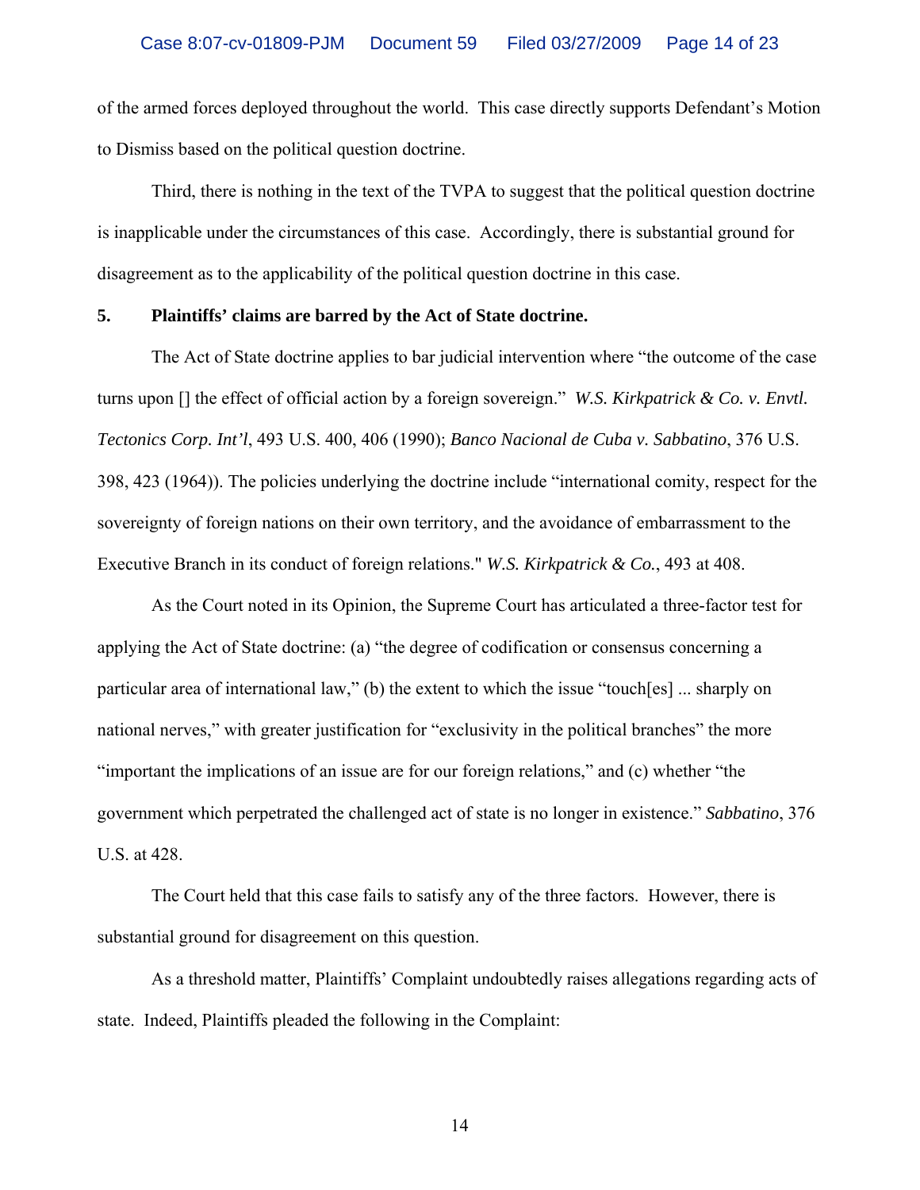of the armed forces deployed throughout the world. This case directly supports Defendant's Motion to Dismiss based on the political question doctrine.

Third, there is nothing in the text of the TVPA to suggest that the political question doctrine is inapplicable under the circumstances of this case. Accordingly, there is substantial ground for disagreement as to the applicability of the political question doctrine in this case.

**5. Plaintiffs' claims are barred by the Act of State doctrine.**

The Act of State doctrine applies to bar judicial intervention where "the outcome of the case turns upon [] the effect of official action by a foreign sovereign." *W.S. Kirkpatrick & Co. v. Envtl. Tectonics Corp. Int'l*, 493 U.S. 400, 406 (1990); *Banco Nacional de Cuba v. Sabbatino*, 376 U.S. 398, 423 (1964)). The policies underlying the doctrine include "international comity, respect for the sovereignty of foreign nations on their own territory, and the avoidance of embarrassment to the Executive Branch in its conduct of foreign relations." *W.S. Kirkpatrick & Co.*, 493 at 408.

As the Court noted in its Opinion, the Supreme Court has articulated a three-factor test for applying the Act of State doctrine: (a) "the degree of codification or consensus concerning a particular area of international law," (b) the extent to which the issue "touch[es] ... sharply on national nerves," with greater justification for "exclusivity in the political branches" the more "important the implications of an issue are for our foreign relations," and (c) whether "the government which perpetrated the challenged act of state is no longer in existence." *Sabbatino*, 376 U.S. at 428.

The Court held that this case fails to satisfy any of the three factors. However, there is substantial ground for disagreement on this question.

As a threshold matter, Plaintiffs' Complaint undoubtedly raises allegations regarding acts of state. Indeed, Plaintiffs pleaded the following in the Complaint: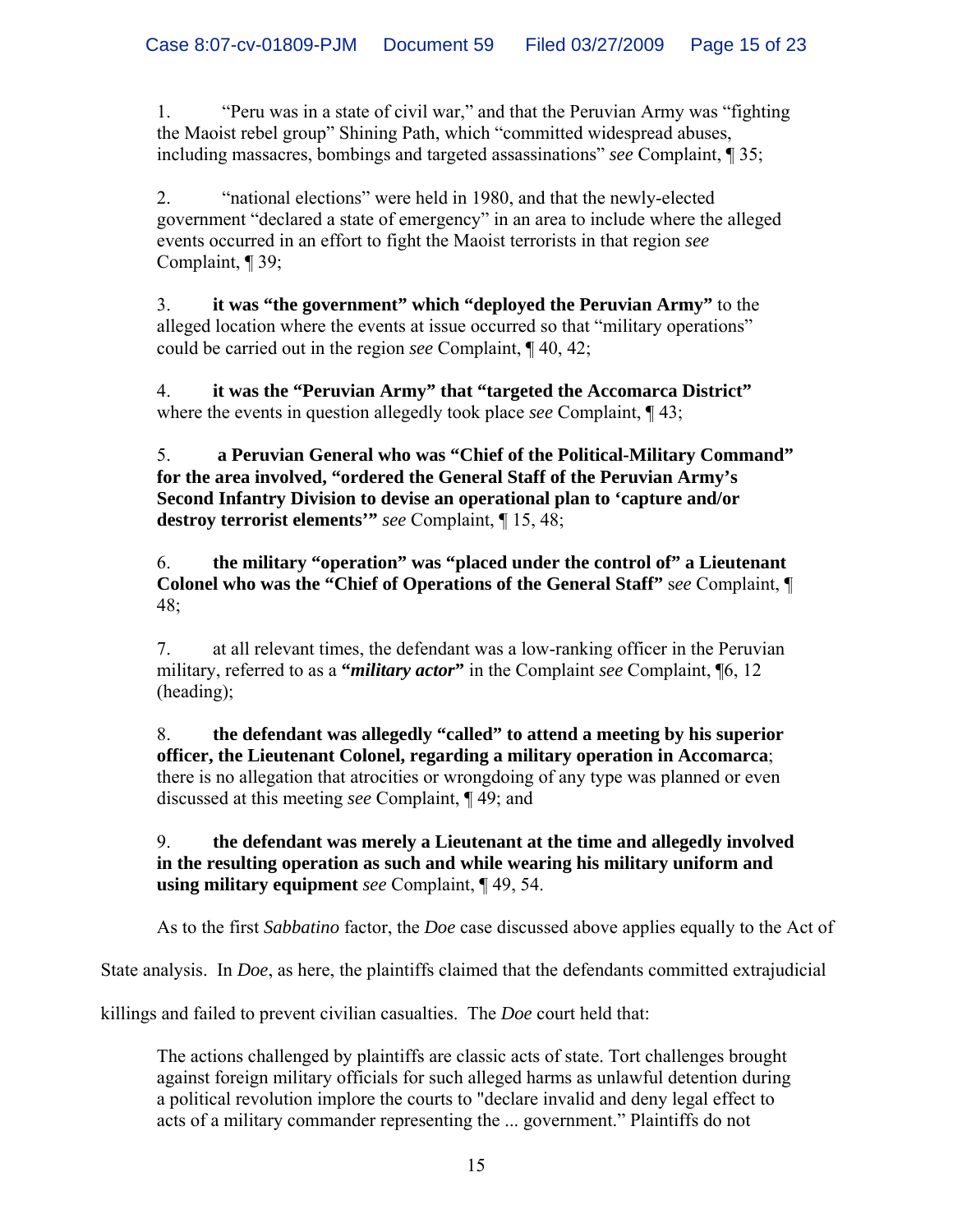1. “Peru was in a state of civil war,” and that the Peruvian Army was “fighting the Maoist rebel group” Shining Path, which “committed widespread abuses, including massacres, bombings and targeted assassinations” *see* Complaint, ¶ 35;

2. “national elections” were held in 1980, and that the newly-elected government “declared a state of emergency” in an area to include where the alleged events occurred in an effort to fight the Maoist terrorists in that region *see* Complaint, ¶ 39;

3. **it was “the government” which “deployed the Peruvian Army”** to the alleged location where the events at issue occurred so that “military operations” could be carried out in the region *see* Complaint, ¶ 40, 42;

4. **it was the “Peruvian Army” that “targeted the Accomarca District”** where the events in question allegedly took place *see* Complaint, ¶ 43;

5. **a Peruvian General who was “Chief of the Political-Military Command” for the area involved, “ordered the General Staff of the Peruvian Army’s Second Infantry Division to devise an operational plan to ‘capture and/or destroy terrorist elements’”** *see* Complaint, ¶ 15, 48;

6. **the military “operation” was “placed under the control of” a Lieutenant Colonel who was the “Chief of Operations of the General Staff”** *see* Complaint, ¶ 48;

7. at all relevant times, the defendant was a low-ranking officer in the Peruvian military, referred to as a **“*military actor*”** in the Complaint *see* Complaint, ¶6, 12 (heading);

8. **the defendant was allegedly “called” to attend a meeting by his superior officer, the Lieutenant Colonel, regarding a military operation in Accomarca**; there is no allegation that atrocities or wrongdoing of any type was planned or even discussed at this meeting *see* Complaint, ¶ 49; and

9. **the defendant was merely a Lieutenant at the time and allegedly involved in the resulting operation as such and while wearing his military uniform and using military equipment** *see* Complaint, ¶ 49, 54.

As to the first *Sabbatino* factor, the *Doe* case discussed above applies equally to the Act of State analysis. In *Doe*, as here, the plaintiffs claimed that the defendants committed extrajudicial killings and failed to prevent civilian casualties. The *Doe* court held that:

> The actions challenged by plaintiffs are classic acts of state. Tort challenges brought against foreign military officials for such alleged harms as unlawful detention during a political revolution implore the courts to "declare invalid and deny legal effect to acts of a military commander representing the ... government.” Plaintiffs do not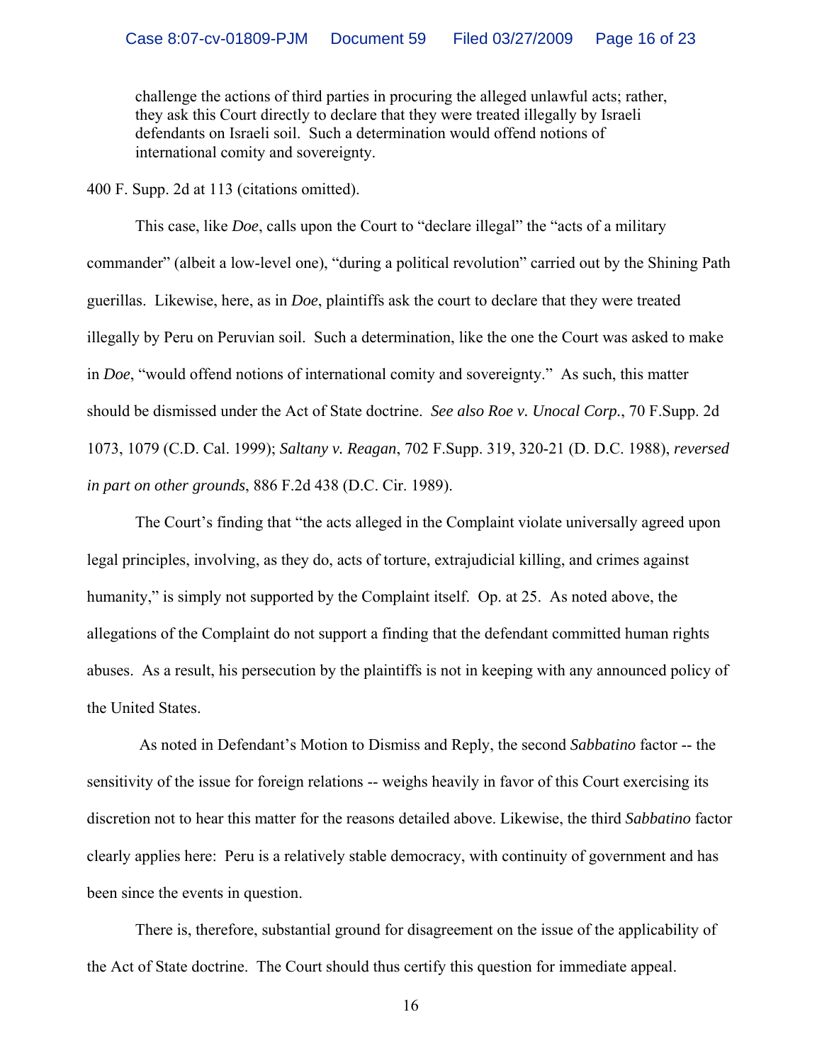> challenge the actions of third parties in procuring the alleged unlawful acts; rather, they ask this Court directly to declare that they were treated illegally by Israeli defendants on Israeli soil. Such a determination would offend notions of international comity and sovereignty.

400 F. Supp. 2d at 113 (citations omitted).

This case, like *Doe*, calls upon the Court to "declare illegal" the "acts of a military commander" (albeit a low-level one), "during a political revolution" carried out by the Shining Path guerillas. Likewise, here, as in *Doe*, plaintiffs ask the court to declare that they were treated illegally by Peru on Peruvian soil. Such a determination, like the one the Court was asked to make in *Doe*, "would offend notions of international comity and sovereignty." As such, this matter should be dismissed under the Act of State doctrine. *See also Roe v. Unocal Corp.*, 70 F.Supp. 2d 1073, 1079 (C.D. Cal. 1999); *Saltany v. Reagan*, 702 F.Supp. 319, 320-21 (D. D.C. 1988), *reversed in part on other grounds*, 886 F.2d 438 (D.C. Cir. 1989).

The Court's finding that "the acts alleged in the Complaint violate universally agreed upon legal principles, involving, as they do, acts of torture, extrajudicial killing, and crimes against humanity," is simply not supported by the Complaint itself. Op. at 25. As noted above, the allegations of the Complaint do not support a finding that the defendant committed human rights abuses. As a result, his persecution by the plaintiffs is not in keeping with any announced policy of the United States.

As noted in Defendant's Motion to Dismiss and Reply, the second *Sabbatino* factor -- the sensitivity of the issue for foreign relations -- weighs heavily in favor of this Court exercising its discretion not to hear this matter for the reasons detailed above. Likewise, the third *Sabbatino* factor clearly applies here: Peru is a relatively stable democracy, with continuity of government and has been since the events in question.

There is, therefore, substantial ground for disagreement on the issue of the applicability of the Act of State doctrine. The Court should thus certify this question for immediate appeal.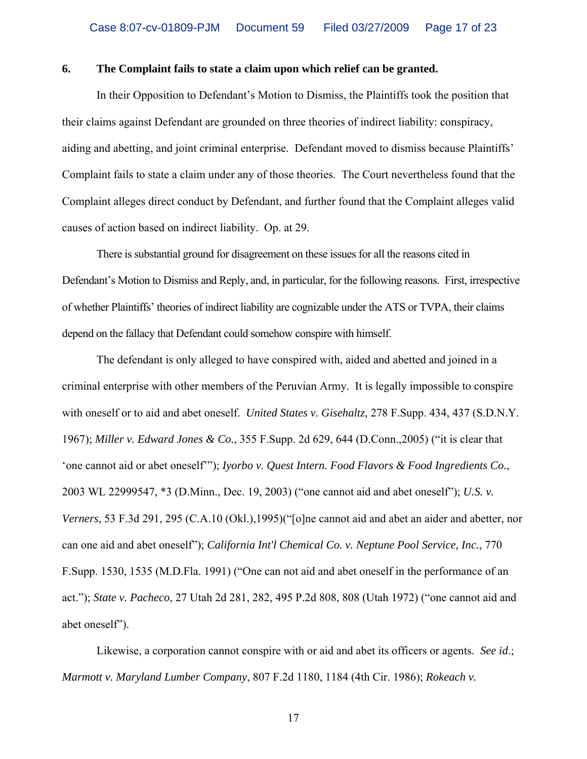## 6. The Complaint fails to state a claim upon which relief can be granted.

In their Opposition to Defendant's Motion to Dismiss, the Plaintiffs took the position that their claims against Defendant are grounded on three theories of indirect liability: conspiracy, aiding and abetting, and joint criminal enterprise. Defendant moved to dismiss because Plaintiffs' Complaint fails to state a claim under any of those theories. The Court nevertheless found that the Complaint alleges direct conduct by Defendant, and further found that the Complaint alleges valid causes of action based on indirect liability. Op. at 29.

There is substantial ground for disagreement on these issues for all the reasons cited in Defendant's Motion to Dismiss and Reply, and, in particular, for the following reasons. First, irrespective of whether Plaintiffs' theories of indirect liability are cognizable under the ATS or TVPA, their claims depend on the fallacy that Defendant could somehow conspire with himself.

The defendant is only alleged to have conspired with, aided and abetted and joined in a criminal enterprise with other members of the Peruvian Army. It is legally impossible to conspire with oneself or to aid and abet oneself. *United States v. Gisehaltz,* 278 F.Supp. 434, 437 (S.D.N.Y. 1967); *Miller v. Edward Jones & Co.*, 355 F.Supp. 2d 629, 644 (D.Conn.,2005) ("it is clear that 'one cannot aid or abet oneself'"); *Iyorbo v. Quest Intern. Food Flavors & Food Ingredients Co.*, 2003 WL 22999547, *3 (D.Minn., Dec. 19, 2003) ("one cannot aid and abet oneself"); *U.S. v. Verners*, 53 F.3d 291, 295 (C.A.10 (Okl.),1995)("[o]ne cannot aid and abet an aider and abetter, nor can one aid and abet oneself"); *California Int'l Chemical Co. v. Neptune Pool Service, Inc.*, 770 F.Supp. 1530, 1535 (M.D.Fla. 1991) ("One can not aid and abet oneself in the performance of an act."); *State v. Pacheco*, 27 Utah 2d 281, 282, 495 P.2d 808, 808 (Utah 1972) ("one cannot aid and abet oneself").

Likewise, a corporation cannot conspire with or aid and abet its officers or agents. *See id*.; *Marmott v. Maryland Lumber Company*, 807 F.2d 1180, 1184 (4th Cir. 1986); *Rokeach v.*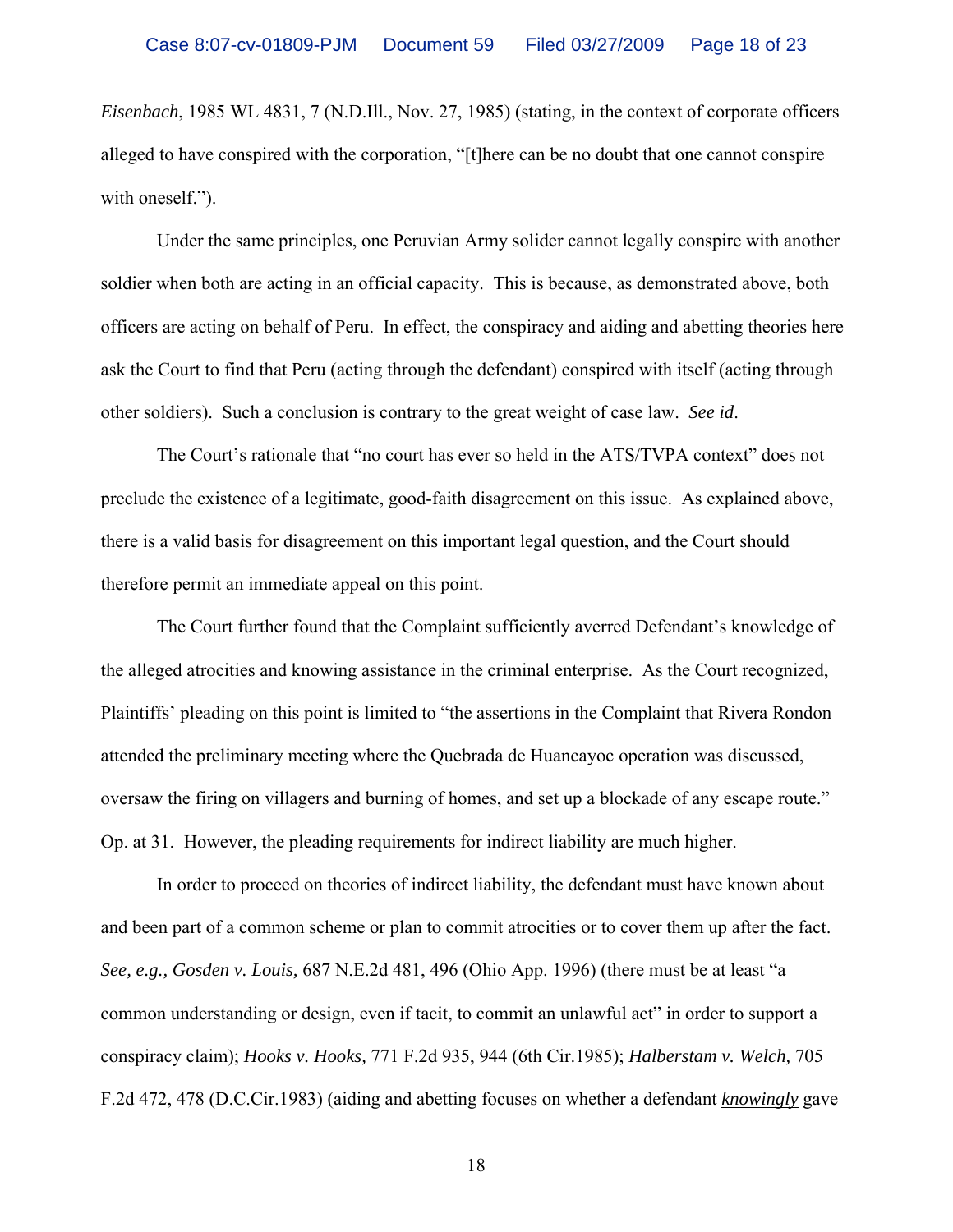*Eisenbach*, 1985 WL 4831, 7 (N.D.Ill., Nov. 27, 1985) (stating, in the context of corporate officers alleged to have conspired with the corporation, "[t]here can be no doubt that one cannot conspire with oneself.").

Under the same principles, one Peruvian Army solider cannot legally conspire with another soldier when both are acting in an official capacity. This is because, as demonstrated above, both officers are acting on behalf of Peru. In effect, the conspiracy and aiding and abetting theories here ask the Court to find that Peru (acting through the defendant) conspired with itself (acting through other soldiers). Such a conclusion is contrary to the great weight of case law. *See id*.

The Court's rationale that "no court has ever so held in the ATS/TVPA context" does not preclude the existence of a legitimate, good-faith disagreement on this issue. As explained above, there is a valid basis for disagreement on this important legal question, and the Court should therefore permit an immediate appeal on this point.

The Court further found that the Complaint sufficiently averred Defendant's knowledge of the alleged atrocities and knowing assistance in the criminal enterprise. As the Court recognized, Plaintiffs' pleading on this point is limited to "the assertions in the Complaint that Rivera Rondon attended the preliminary meeting where the Quebrada de Huancayoc operation was discussed, oversaw the firing on villagers and burning of homes, and set up a blockade of any escape route." Op. at 31. However, the pleading requirements for indirect liability are much higher.

In order to proceed on theories of indirect liability, the defendant must have known about and been part of a common scheme or plan to commit atrocities or to cover them up after the fact. *See, e.g., Gosden v. Louis,* 687 N.E.2d 481, 496 (Ohio App. 1996) (there must be at least "a common understanding or design, even if tacit, to commit an unlawful act" in order to support a conspiracy claim); *Hooks v. Hooks,* 771 F.2d 935, 944 (6th Cir.1985); *Halberstam v. Welch,* 705 F.2d 472, 478 (D.C.Cir.1983) (aiding and abetting focuses on whether a defendant ***knowingly*** gave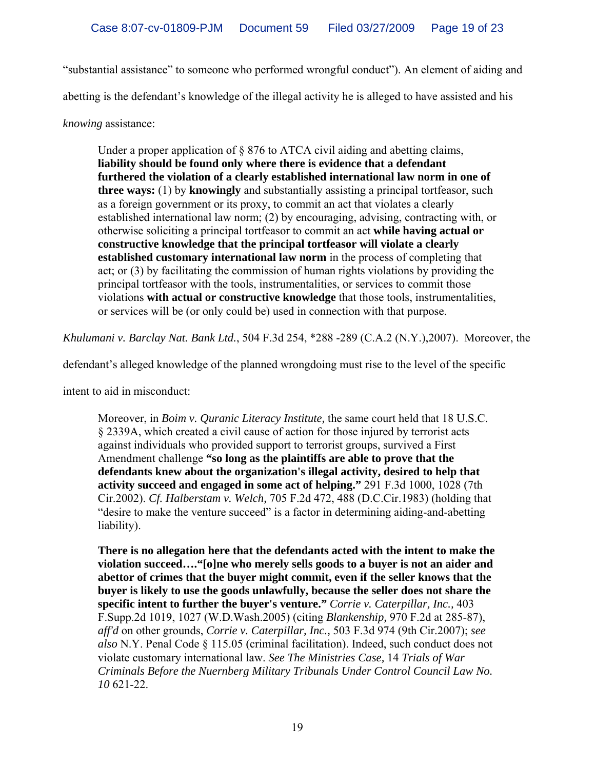"substantial assistance" to someone who performed wrongful conduct"). An element of aiding and abetting is the defendant's knowledge of the illegal activity he is alleged to have assisted and his *knowing* assistance:

> Under a proper application of § 876 to ATCA civil aiding and abetting claims, **liability should be found only where there is evidence that a defendant furthered the violation of a clearly established international law norm in one of three ways:** (1) by **knowingly** and substantially assisting a principal tortfeasor, such as a foreign government or its proxy, to commit an act that violates a clearly established international law norm; (2) by encouraging, advising, contracting with, or otherwise soliciting a principal tortfeasor to commit an act **while having actual or constructive knowledge that the principal tortfeasor will violate a clearly established customary international law norm** in the process of completing that act; or (3) by facilitating the commission of human rights violations by providing the principal tortfeasor with the tools, instrumentalities, or services to commit those violations **with actual or constructive knowledge** that those tools, instrumentalities, or services will be (or only could be) used in connection with that purpose.

*Khulumani v. Barclay Nat. Bank Ltd.*, 504 F.3d 254, *288 -289 (C.A.2 (N.Y.),2007). Moreover, the defendant's alleged knowledge of the planned wrongdoing must rise to the level of the specific intent to aid in misconduct:

> Moreover, in *Boim v. Quranic Literacy Institute,* the same court held that 18 U.S.C. § 2339A, which created a civil cause of action for those injured by terrorist acts against individuals who provided support to terrorist groups, survived a First Amendment challenge **"so long as the plaintiffs are able to prove that the defendants knew about the organization's illegal activity, desired to help that activity succeed and engaged in some act of helping."** 291 F.3d 1000, 1028 (7th Cir.2002). *Cf. Halberstam v. Welch,* 705 F.2d 472, 488 (D.C.Cir.1983) (holding that "desire to make the venture succeed" is a factor in determining aiding-and-abetting liability).
>
> **There is no allegation here that the defendants acted with the intent to make the violation succeed…."[o]ne who merely sells goods to a buyer is not an aider and abettor of crimes that the buyer might commit, even if the seller knows that the buyer is likely to use the goods unlawfully, because the seller does not share the specific intent to further the buyer's venture."** *Corrie v. Caterpillar, Inc.,* 403 F.Supp.2d 1019, 1027 (W.D.Wash.2005) (citing *Blankenship,* 970 F.2d at 285-87), *aff'd* on other grounds, *Corrie v. Caterpillar, Inc.,* 503 F.3d 974 (9th Cir.2007); *see also* N.Y. Penal Code § 115.05 (criminal facilitation). Indeed, such conduct does not violate customary international law. *See The Ministries Case,* 14 *Trials of War Criminals Before the Nuernberg Military Tribunals Under Control Council Law No. 10* 621-22.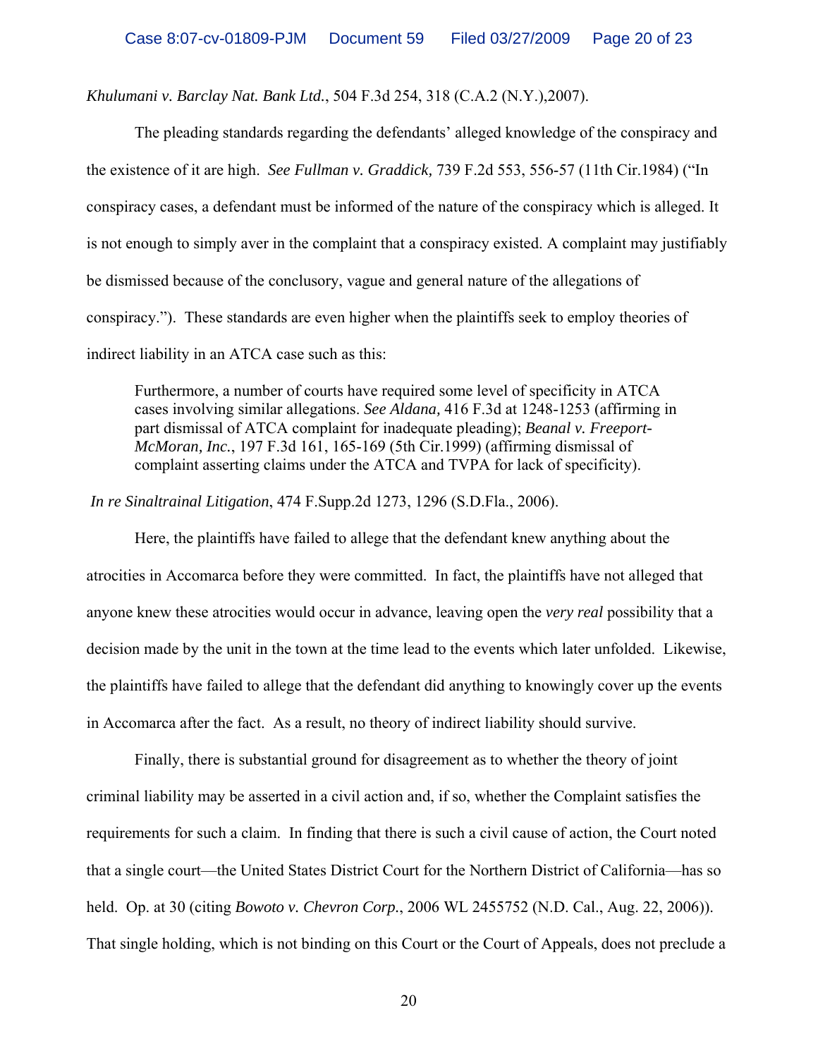*Khulumani v. Barclay Nat. Bank Ltd.*, 504 F.3d 254, 318 (C.A.2 (N.Y.),2007).

The pleading standards regarding the defendants' alleged knowledge of the conspiracy and the existence of it are high. *See Fullman v. Graddick,* 739 F.2d 553, 556-57 (11th Cir.1984) ("In conspiracy cases, a defendant must be informed of the nature of the conspiracy which is alleged. It is not enough to simply aver in the complaint that a conspiracy existed. A complaint may justifiably be dismissed because of the conclusory, vague and general nature of the allegations of conspiracy."). These standards are even higher when the plaintiffs seek to employ theories of indirect liability in an ATCA case such as this:

> Furthermore, a number of courts have required some level of specificity in ATCA cases involving similar allegations. *See Aldana,* 416 F.3d at 1248-1253 (affirming in part dismissal of ATCA complaint for inadequate pleading); *Beanal v. Freeport-McMoran, Inc.*, 197 F.3d 161, 165-169 (5th Cir.1999) (affirming dismissal of complaint asserting claims under the ATCA and TVPA for lack of specificity).

*In re Sinaltrainal Litigation*, 474 F.Supp.2d 1273, 1296 (S.D.Fla., 2006).

Here, the plaintiffs have failed to allege that the defendant knew anything about the atrocities in Accomarca before they were committed. In fact, the plaintiffs have not alleged that anyone knew these atrocities would occur in advance, leaving open the *very real* possibility that a decision made by the unit in the town at the time lead to the events which later unfolded. Likewise, the plaintiffs have failed to allege that the defendant did anything to knowingly cover up the events in Accomarca after the fact. As a result, no theory of indirect liability should survive.

Finally, there is substantial ground for disagreement as to whether the theory of joint criminal liability may be asserted in a civil action and, if so, whether the Complaint satisfies the requirements for such a claim. In finding that there is such a civil cause of action, the Court noted that a single court—the United States District Court for the Northern District of California—has so held. Op. at 30 (citing *Bowoto v. Chevron Corp.*, 2006 WL 2455752 (N.D. Cal., Aug. 22, 2006)). That single holding, which is not binding on this Court or the Court of Appeals, does not preclude a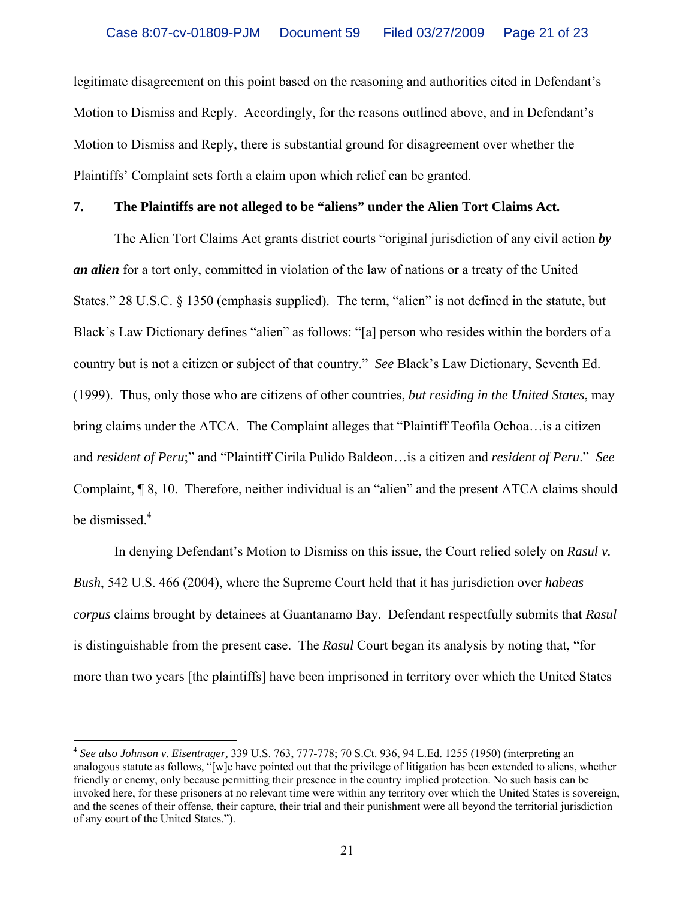legitimate disagreement on this point based on the reasoning and authorities cited in Defendant's Motion to Dismiss and Reply. Accordingly, for the reasons outlined above, and in Defendant's Motion to Dismiss and Reply, there is substantial ground for disagreement over whether the Plaintiffs' Complaint sets forth a claim upon which relief can be granted.

**7. The Plaintiffs are not alleged to be "aliens" under the Alien Tort Claims Act.**

The Alien Tort Claims Act grants district courts "original jurisdiction of any civil action ***by an alien*** for a tort only, committed in violation of the law of nations or a treaty of the United States." 28 U.S.C. § 1350 (emphasis supplied). The term, "alien" is not defined in the statute, but Black's Law Dictionary defines "alien" as follows: "[a] person who resides within the borders of a country but is not a citizen or subject of that country." *See* Black's Law Dictionary, Seventh Ed. (1999). Thus, only those who are citizens of other countries, *but residing in the United States*, may bring claims under the ATCA. The Complaint alleges that "Plaintiff Teofila Ochoa…is a citizen and *resident of Peru*;" and "Plaintiff Cirila Pulido Baldeon…is a citizen and *resident of Peru*." *See* Complaint, ¶ 8, 10. Therefore, neither individual is an "alien" and the present ATCA claims should be dismissed.[4]

In denying Defendant's Motion to Dismiss on this issue, the Court relied solely on *Rasul v. Bush*, 542 U.S. 466 (2004), where the Supreme Court held that it has jurisdiction over *habeas corpus* claims brought by detainees at Guantanamo Bay. Defendant respectfully submits that *Rasul* is distinguishable from the present case. The *Rasul* Court began its analysis by noting that, "for more than two years [the plaintiffs] have been imprisoned in territory over which the United States

---

[4] *See also Johnson v. Eisentrager,* 339 U.S. 763, 777-778; 70 S.Ct. 936, 94 L.Ed. 1255 (1950) (interpreting an analogous statute as follows, "[w]e have pointed out that the privilege of litigation has been extended to aliens, whether friendly or enemy, only because permitting their presence in the country implied protection. No such basis can be invoked here, for these prisoners at no relevant time were within any territory over which the United States is sovereign, and the scenes of their offense, their capture, their trial and their punishment were all beyond the territorial jurisdiction of any court of the United States.").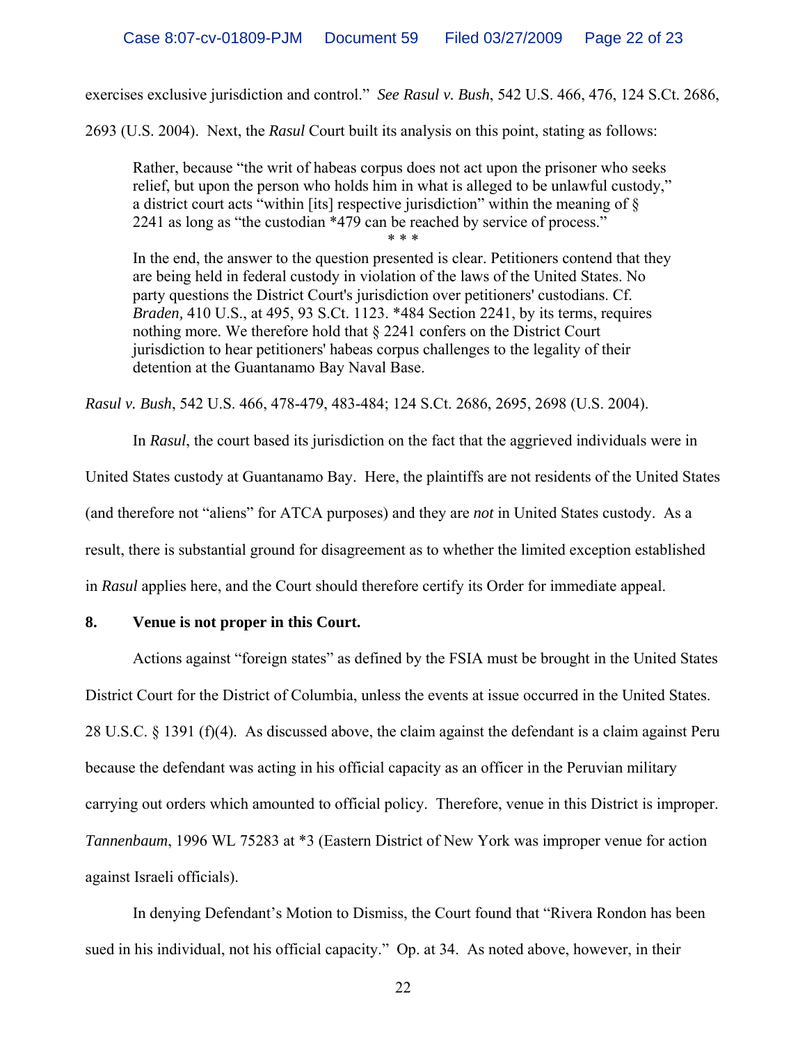exercises exclusive jurisdiction and control." *See Rasul v. Bush*, 542 U.S. 466, 476, 124 S.Ct. 2686, 2693 (U.S. 2004). Next, the *Rasul* Court built its analysis on this point, stating as follows:

> Rather, because "the writ of habeas corpus does not act upon the prisoner who seeks relief, but upon the person who holds him in what is alleged to be unlawful custody," a district court acts "within [its] respective jurisdiction" within the meaning of § 2241 as long as "the custodian *479 can be reached by service of process."
>
> \* \* \*
>
> In the end, the answer to the question presented is clear. Petitioners contend that they are being held in federal custody in violation of the laws of the United States. No party questions the District Court's jurisdiction over petitioners' custodians. Cf. *Braden,* 410 U.S., at 495, 93 S.Ct. 1123. *484 Section 2241, by its terms, requires nothing more. We therefore hold that § 2241 confers on the District Court jurisdiction to hear petitioners' habeas corpus challenges to the legality of their detention at the Guantanamo Bay Naval Base.

*Rasul v. Bush*, 542 U.S. 466, 478-479, 483-484; 124 S.Ct. 2686, 2695, 2698 (U.S. 2004).

In *Rasul*, the court based its jurisdiction on the fact that the aggrieved individuals were in United States custody at Guantanamo Bay. Here, the plaintiffs are not residents of the United States (and therefore not "aliens" for ATCA purposes) and they are *not* in United States custody. As a result, there is substantial ground for disagreement as to whether the limited exception established in *Rasul* applies here, and the Court should therefore certify its Order for immediate appeal.

**8. Venue is not proper in this Court.**

Actions against "foreign states" as defined by the FSIA must be brought in the United States District Court for the District of Columbia, unless the events at issue occurred in the United States. 28 U.S.C. § 1391 (f)(4). As discussed above, the claim against the defendant is a claim against Peru because the defendant was acting in his official capacity as an officer in the Peruvian military carrying out orders which amounted to official policy. Therefore, venue in this District is improper. *Tannenbaum*, 1996 WL 75283 at *3 (Eastern District of New York was improper venue for action against Israeli officials).

In denying Defendant's Motion to Dismiss, the Court found that "Rivera Rondon has been sued in his individual, not his official capacity." Op. at 34. As noted above, however, in their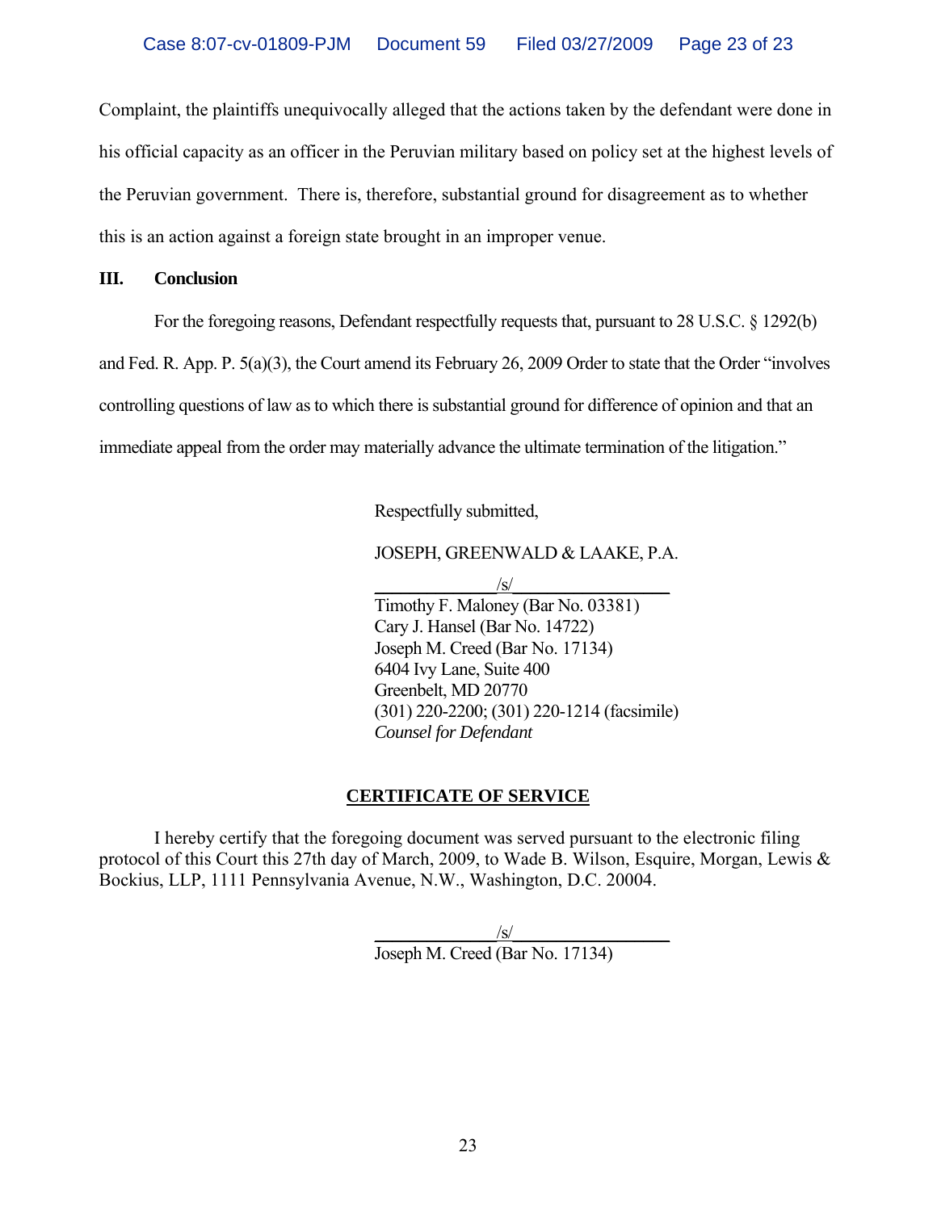Complaint, the plaintiffs unequivocally alleged that the actions taken by the defendant were done in his official capacity as an officer in the Peruvian military based on policy set at the highest levels of the Peruvian government. There is, therefore, substantial ground for disagreement as to whether this is an action against a foreign state brought in an improper venue.

## III. Conclusion

For the foregoing reasons, Defendant respectfully requests that, pursuant to 28 U.S.C. § 1292(b) and Fed. R. App. P. 5(a)(3), the Court amend its February 26, 2009 Order to state that the Order "involves controlling questions of law as to which there is substantial ground for difference of opinion and that an immediate appeal from the order may materially advance the ultimate termination of the litigation."

Respectfully submitted,

JOSEPH, GREENWALD & LAAKE, P.A.

/s/

Timothy F. Maloney (Bar No. 03381)
Cary J. Hansel (Bar No. 14722)
Joseph M. Creed (Bar No. 17134)
6404 Ivy Lane, Suite 400
Greenbelt, MD 20770
(301) 220-2200; (301) 220-1214 (facsimile)
*Counsel for Defendant*

**CERTIFICATE OF SERVICE**

I hereby certify that the foregoing document was served pursuant to the electronic filing protocol of this Court this 27th day of March, 2009, to Wade B. Wilson, Esquire, Morgan, Lewis & Bockius, LLP, 1111 Pennsylvania Avenue, N.W., Washington, D.C. 20004.

/s/

Joseph M. Creed (Bar No. 17134)